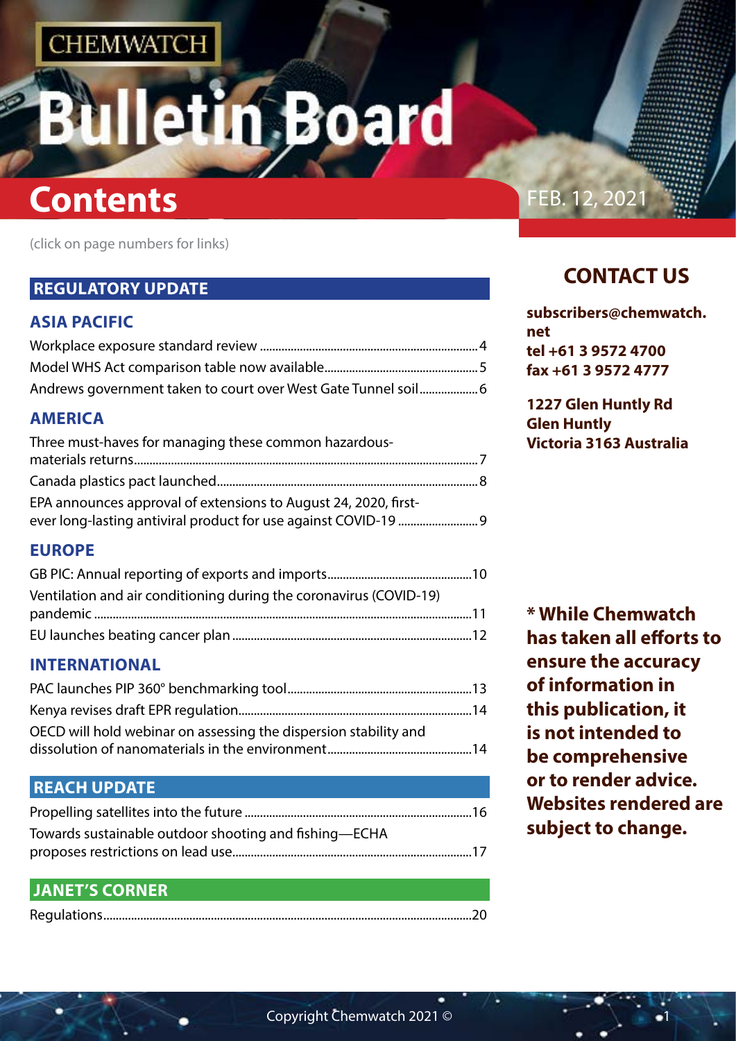CHEMWATCH

# Bulletin Board

# Contents

FEB. 12, 2021

(click on page numbers for links)

## REGULATORY UPDATE

### ASIA PACIFIC

Workplace exposure standard review ....................................................................4
Model WHS Act comparison table now available..................................................5
Andrews government taken to court over West Gate Tunnel soil...................6

### AMERICA

Three must-haves for managing these common hazardous-materials returns...............................................................................................................7
Canada plastics pact launched....................................................................................8
EPA announces approval of extensions to August 24, 2020, first-ever long-lasting antiviral product for use against COVID-19 ..........................9

### EUROPE

GB PIC: Annual reporting of exports and imports...............................................10
Ventilation and air conditioning during the coronavirus (COVID-19) pandemic ...........................................................................................................................11
EU launches beating cancer plan .............................................................................12

### INTERNATIONAL

PAC launches PIP 360° benchmarking tool............................................................13
Kenya revises draft EPR regulation............................................................................14
OECD will hold webinar on assessing the dispersion stability and dissolution of nanomaterials in the environment...............................................14

## REACH UPDATE

Propelling satellites into the future ..........................................................................16
Towards sustainable outdoor shooting and fishing—ECHA proposes restrictions on lead use..............................................................................17

## JANET'S CORNER

Regulations.......................................................................................................................20

## CONTACT US

**subscribers@chemwatch.net**
**tel +61 3 9572 4700**
**fax +61 3 9572 4777**

**1227 Glen Huntly Rd**
**Glen Huntly**
**Victoria 3163 Australia**

**\* While Chemwatch has taken all efforts to ensure the accuracy of information in this publication, it is not intended to be comprehensive or to render advice. Websites rendered are subject to change.**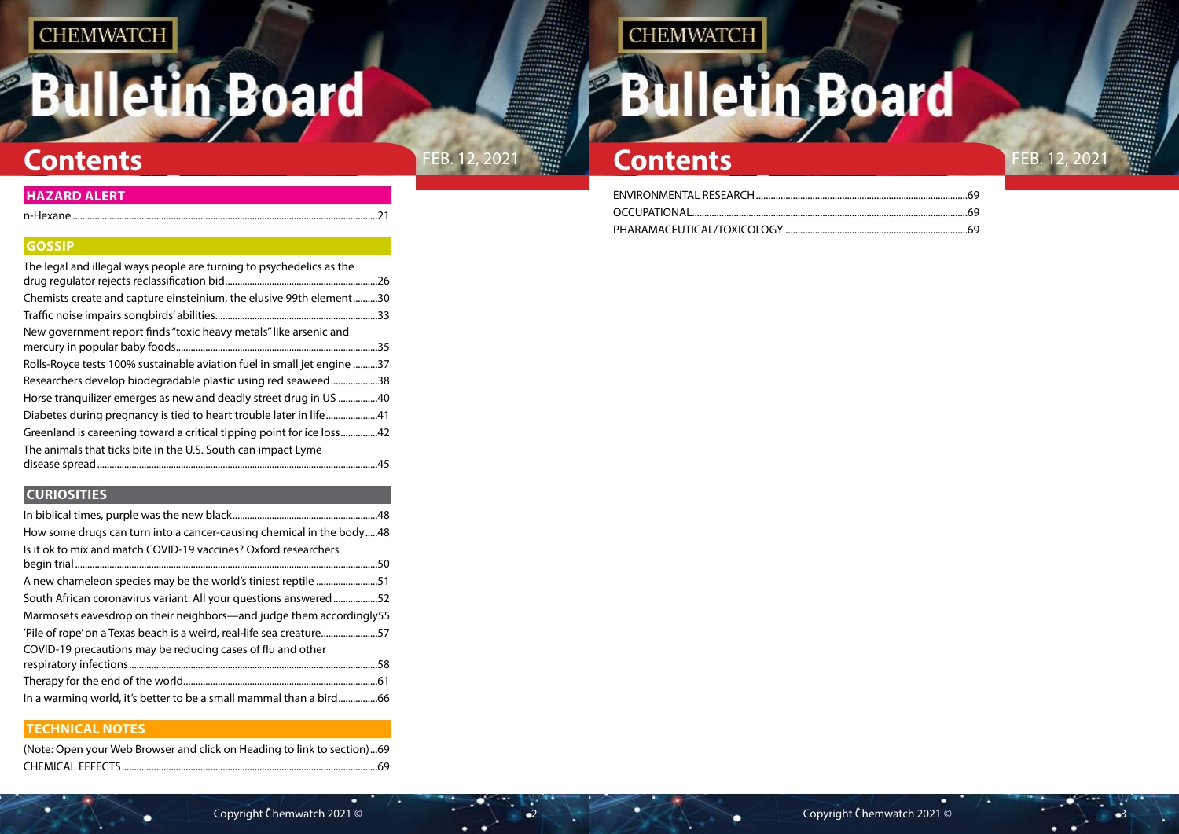# Contents

FEB. 12, 2021

## HAZARD ALERT

n-Hexane ... 21

## GOSSIP

The legal and illegal ways people are turning to psychedelics as the drug regulator rejects reclassification bid ... 26

Chemists create and capture einsteinium, the elusive 99th element ... 30

Traffic noise impairs songbirds' abilities ... 33

New government report finds "toxic heavy metals" like arsenic and mercury in popular baby foods ... 35

Rolls-Royce tests 100% sustainable aviation fuel in small jet engine ... 37

Researchers develop biodegradable plastic using red seaweed ... 38

Horse tranquilizer emerges as new and deadly street drug in US ... 40

Diabetes during pregnancy is tied to heart trouble later in life ... 41

Greenland is careening toward a critical tipping point for ice loss ... 42

The animals that ticks bite in the U.S. South can impact Lyme disease spread ... 45

## CURIOSITIES

In biblical times, purple was the new black ... 48

How some drugs can turn into a cancer-causing chemical in the body ... 48

Is it ok to mix and match COVID-19 vaccines? Oxford researchers begin trial ... 50

A new chameleon species may be the world's tiniest reptile ... 51

South African coronavirus variant: All your questions answered ... 52

Marmosets eavesdrop on their neighbors—and judge them accordingly ... 55

'Pile of rope' on a Texas beach is a weird, real-life sea creature ... 57

COVID-19 precautions may be reducing cases of flu and other respiratory infections ... 58

Therapy for the end of the world ... 61

In a warming world, it's better to be a small mammal than a bird ... 66

## TECHNICAL NOTES

(Note: Open your Web Browser and click on Heading to link to section) ... 69

CHEMICAL EFFECTS ... 69

ENVIRONMENTAL RESEARCH ... 69

OCCUPATIONAL ... 69

PHARAMACEUTICAL/TOXICOLOGY ... 69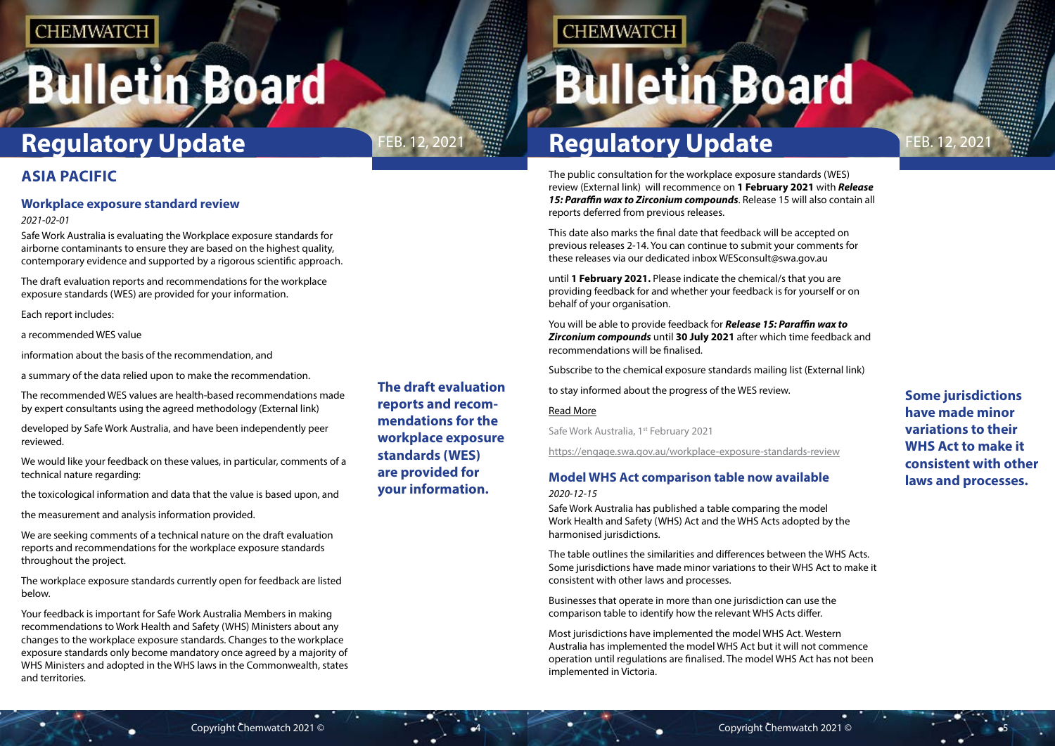## ASIA PACIFIC

### Workplace exposure standard review

*2021-02-01*

Safe Work Australia is evaluating the Workplace exposure standards for airborne contaminants to ensure they are based on the highest quality, contemporary evidence and supported by a rigorous scientific approach.

The draft evaluation reports and recommendations for the workplace exposure standards (WES) are provided for your information.

Each report includes:

a recommended WES value

information about the basis of the recommendation, and

a summary of the data relied upon to make the recommendation.

The recommended WES values are health-based recommendations made by expert consultants using the agreed methodology (External link)

developed by Safe Work Australia, and have been independently peer reviewed.

We would like your feedback on these values, in particular, comments of a technical nature regarding:

the toxicological information and data that the value is based upon, and

the measurement and analysis information provided.

We are seeking comments of a technical nature on the draft evaluation reports and recommendations for the workplace exposure standards throughout the project.

The workplace exposure standards currently open for feedback are listed below.

Your feedback is important for Safe Work Australia Members in making recommendations to Work Health and Safety (WHS) Ministers about any changes to the workplace exposure standards. Changes to the workplace exposure standards only become mandatory once agreed by a majority of WHS Ministers and adopted in the WHS laws in the Commonwealth, states and territories.

**The draft evaluation reports and recommendations for the workplace exposure standards (WES) are provided for your information.**

The public consultation for the workplace exposure standards (WES) review (External link) will recommence on **1 February 2021** with ***Release 15: Paraffin wax to Zirconium compounds***. Release 15 will also contain all reports deferred from previous releases.

This date also marks the final date that feedback will be accepted on previous releases 2-14. You can continue to submit your comments for these releases via our dedicated inbox WESconsult@swa.gov.au

until **1 February 2021.** Please indicate the chemical/s that you are providing feedback for and whether your feedback is for yourself or on behalf of your organisation.

You will be able to provide feedback for ***Release 15: Paraffin wax to Zirconium compounds*** until **30 July 2021** after which time feedback and recommendations will be finalised.

Subscribe to the chemical exposure standards mailing list (External link)

to stay informed about the progress of the WES review.

Read More

Safe Work Australia, 1st February 2021

https://engage.swa.gov.au/workplace-exposure-standards-review

### Model WHS Act comparison table now available

*2020-12-15*

Safe Work Australia has published a table comparing the model Work Health and Safety (WHS) Act and the WHS Acts adopted by the harmonised jurisdictions.

The table outlines the similarities and differences between the WHS Acts. Some jurisdictions have made minor variations to their WHS Act to make it consistent with other laws and processes.

Businesses that operate in more than one jurisdiction can use the comparison table to identify how the relevant WHS Acts differ.

Most jurisdictions have implemented the model WHS Act. Western Australia has implemented the model WHS Act but it will not commence operation until regulations are finalised. The model WHS Act has not been implemented in Victoria.

**Some jurisdictions have made minor variations to their WHS Act to make it consistent with other laws and processes.**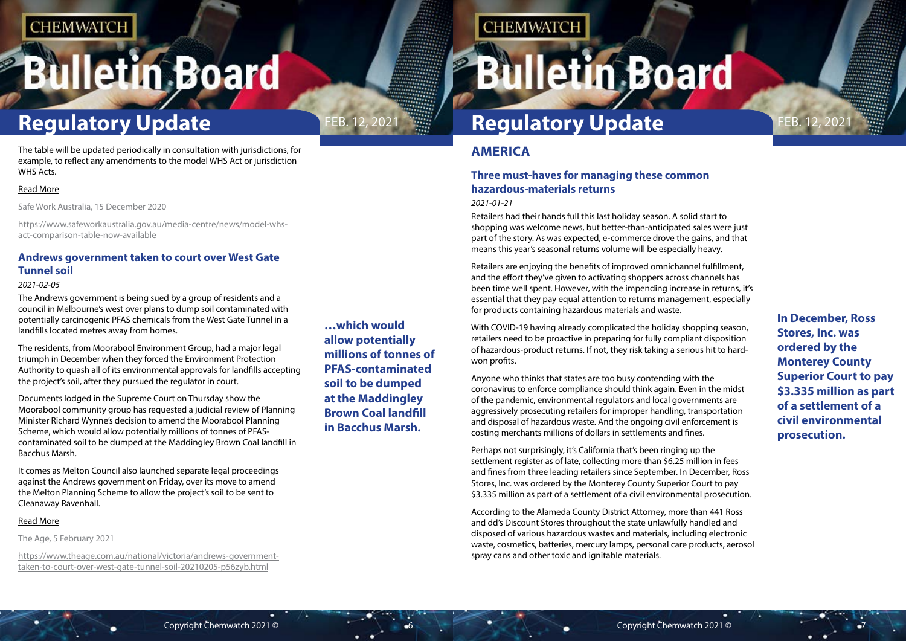The table will be updated periodically in consultation with jurisdictions, for example, to reflect any amendments to the model WHS Act or jurisdiction WHS Acts.

Read More

Safe Work Australia, 15 December 2020

https://www.safeworkaustralia.gov.au/media-centre/news/model-whs-act-comparison-table-now-available

### Andrews government taken to court over West Gate Tunnel soil

*2021-02-05*

The Andrews government is being sued by a group of residents and a council in Melbourne's west over plans to dump soil contaminated with potentially carcinogenic PFAS chemicals from the West Gate Tunnel in a landfills located metres away from homes.

The residents, from Moorabool Environment Group, had a major legal triumph in December when they forced the Environment Protection Authority to quash all of its environmental approvals for landfills accepting the project's soil, after they pursued the regulator in court.

Documents lodged in the Supreme Court on Thursday show the Moorabool community group has requested a judicial review of Planning Minister Richard Wynne's decision to amend the Moorabool Planning Scheme, which would allow potentially millions of tonnes of PFAS-contaminated soil to be dumped at the Maddingley Brown Coal landfill in Bacchus Marsh.

**…which would allow potentially millions of tonnes of PFAS-contaminated soil to be dumped at the Maddingley Brown Coal landfill in Bacchus Marsh.**

It comes as Melton Council also launched separate legal proceedings against the Andrews government on Friday, over its move to amend the Melton Planning Scheme to allow the project's soil to be sent to Cleanaway Ravenhall.

Read More

The Age, 5 February 2021

https://www.theage.com.au/national/victoria/andrews-government-taken-to-court-over-west-gate-tunnel-soil-20210205-p56zyb.html

## AMERICA

### Three must-haves for managing these common hazardous-materials returns

*2021-01-21*

Retailers had their hands full this last holiday season. A solid start to shopping was welcome news, but better-than-anticipated sales were just part of the story. As was expected, e-commerce drove the gains, and that means this year's seasonal returns volume will be especially heavy.

Retailers are enjoying the benefits of improved omnichannel fulfillment, and the effort they've given to activating shoppers across channels has been time well spent. However, with the impending increase in returns, it's essential that they pay equal attention to returns management, especially for products containing hazardous materials and waste.

With COVID-19 having already complicated the holiday shopping season, retailers need to be proactive in preparing for fully compliant disposition of hazardous-product returns. If not, they risk taking a serious hit to hard-won profits.

Anyone who thinks that states are too busy contending with the coronavirus to enforce compliance should think again. Even in the midst of the pandemic, environmental regulators and local governments are aggressively prosecuting retailers for improper handling, transportation and disposal of hazardous waste. And the ongoing civil enforcement is costing merchants millions of dollars in settlements and fines.

Perhaps not surprisingly, it's California that's been ringing up the settlement register as of late, collecting more than $6.25 million in fees and fines from three leading retailers since September. In December, Ross Stores, Inc. was ordered by the Monterey County Superior Court to pay $3.335 million as part of a settlement of a civil environmental prosecution.

**In December, Ross Stores, Inc. was ordered by the Monterey County Superior Court to pay $3.335 million as part of a settlement of a civil environmental prosecution.**

According to the Alameda County District Attorney, more than 441 Ross and dd's Discount Stores throughout the state unlawfully handled and disposed of various hazardous wastes and materials, including electronic waste, cosmetics, batteries, mercury lamps, personal care products, aerosol spray cans and other toxic and ignitable materials.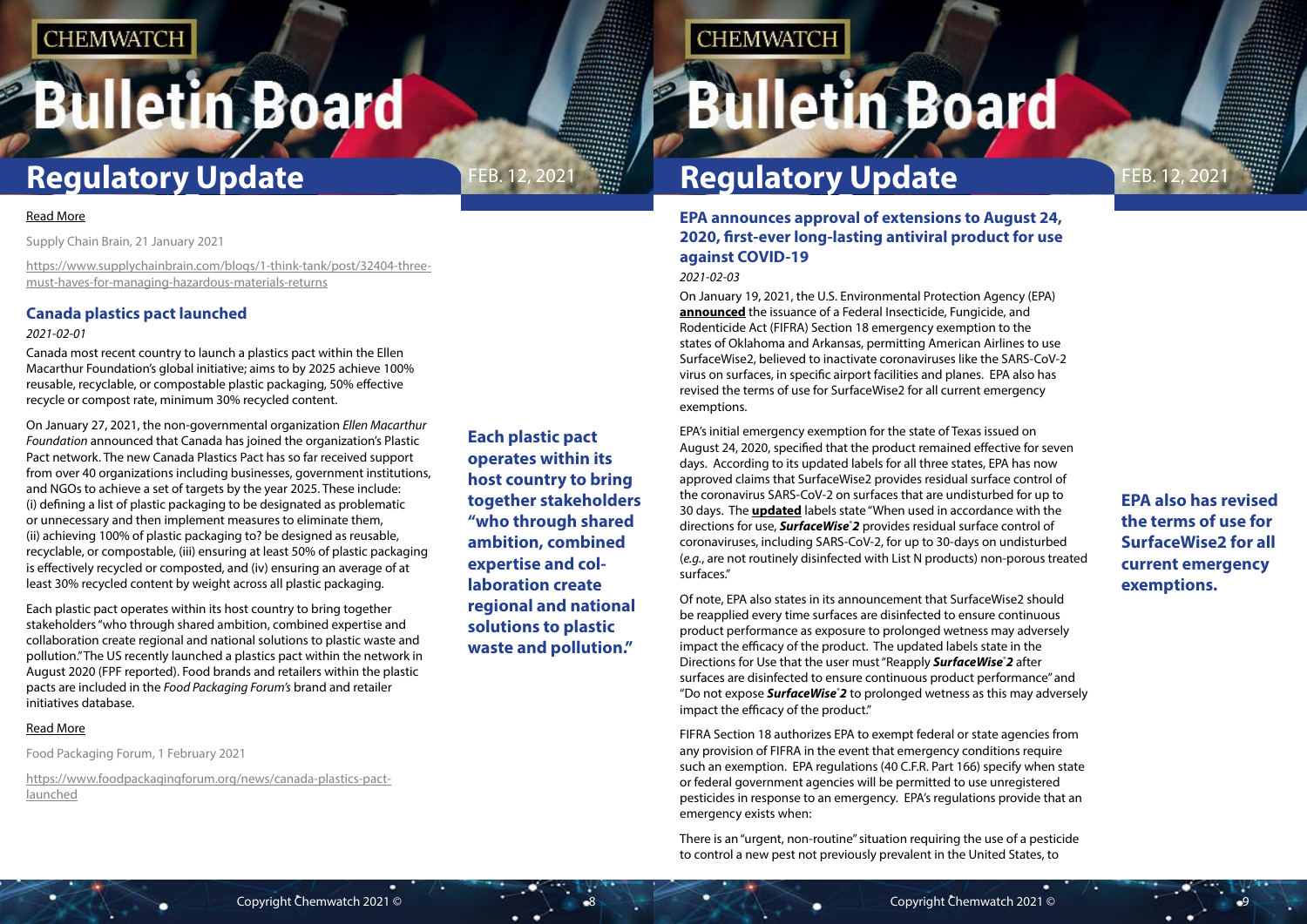[Read More](https://www.supplychainbrain.com/blogs/1-think-tank/post/32404-three-must-haves-for-managing-hazardous-materials-returns)

Supply Chain Brain, 21 January 2021

https://www.supplychainbrain.com/blogs/1-think-tank/post/32404-three-must-haves-for-managing-hazardous-materials-returns

### Canada plastics pact launched

*2021-02-01*

Canada most recent country to launch a plastics pact within the Ellen Macarthur Foundation's global initiative; aims to by 2025 achieve 100% reusable, recyclable, or compostable plastic packaging, 50% effective recycle or compost rate, minimum 30% recycled content.

On January 27, 2021, the non-governmental organization *Ellen Macarthur Foundation* announced that Canada has joined the organization's Plastic Pact network. The new Canada Plastics Pact has so far received support from over 40 organizations including businesses, government institutions, and NGOs to achieve a set of targets by the year 2025. These include: (i) defining a list of plastic packaging to be designated as problematic or unnecessary and then implement measures to eliminate them, (ii) achieving 100% of plastic packaging to? be designed as reusable, recyclable, or compostable, (iii) ensuring at least 50% of plastic packaging is effectively recycled or composted, and (iv) ensuring an average of at least 30% recycled content by weight across all plastic packaging.

Each plastic pact operates within its host country to bring together stakeholders "who through shared ambition, combined expertise and collaboration create regional and national solutions to plastic waste and pollution." The US recently launched a plastics pact within the network in August 2020 (FPF reported). Food brands and retailers within the plastic pacts are included in the *Food Packaging Forum's* brand and retailer initiatives database.

**Each plastic pact operates within its host country to bring together stakeholders "who through shared ambition, combined expertise and collaboration create regional and national solutions to plastic waste and pollution."**

[Read More](https://www.foodpackagingforum.org/news/canada-plastics-pact-launched)

Food Packaging Forum, 1 February 2021

https://www.foodpackagingforum.org/news/canada-plastics-pact-launched

### EPA announces approval of extensions to August 24, 2020, first-ever long-lasting antiviral product for use against COVID-19

*2021-02-03*

On January 19, 2021, the U.S. Environmental Protection Agency (EPA) **announced** the issuance of a Federal Insecticide, Fungicide, and Rodenticide Act (FIFRA) Section 18 emergency exemption to the states of Oklahoma and Arkansas, permitting American Airlines to use SurfaceWise2, believed to inactivate coronaviruses like the SARS-CoV-2 virus on surfaces, in specific airport facilities and planes. EPA also has revised the terms of use for SurfaceWise2 for all current emergency exemptions.

EPA's initial emergency exemption for the state of Texas issued on August 24, 2020, specified that the product remained effective for seven days. According to its updated labels for all three states, EPA has now approved claims that SurfaceWise2 provides residual surface control of the coronavirus SARS-CoV-2 on surfaces that are undisturbed for up to 30 days. The **updated** labels state "When used in accordance with the directions for use, ***SurfaceWise®2*** provides residual surface control of coronaviruses, including SARS-CoV-2, for up to 30-days on undisturbed (*e.g.*, are not routinely disinfected with List N products) non-porous treated surfaces."

**EPA also has revised the terms of use for SurfaceWise2 for all current emergency exemptions.**

Of note, EPA also states in its announcement that SurfaceWise2 should be reapplied every time surfaces are disinfected to ensure continuous product performance as exposure to prolonged wetness may adversely impact the efficacy of the product. The updated labels state in the Directions for Use that the user must "Reapply ***SurfaceWise®2*** after surfaces are disinfected to ensure continuous product performance" and "Do not expose ***SurfaceWise®2*** to prolonged wetness as this may adversely impact the efficacy of the product."

FIFRA Section 18 authorizes EPA to exempt federal or state agencies from any provision of FIFRA in the event that emergency conditions require such an exemption. EPA regulations (40 C.F.R. Part 166) specify when state or federal government agencies will be permitted to use unregistered pesticides in response to an emergency. EPA's regulations provide that an emergency exists when:

There is an "urgent, non-routine" situation requiring the use of a pesticide to control a new pest not previously prevalent in the United States, to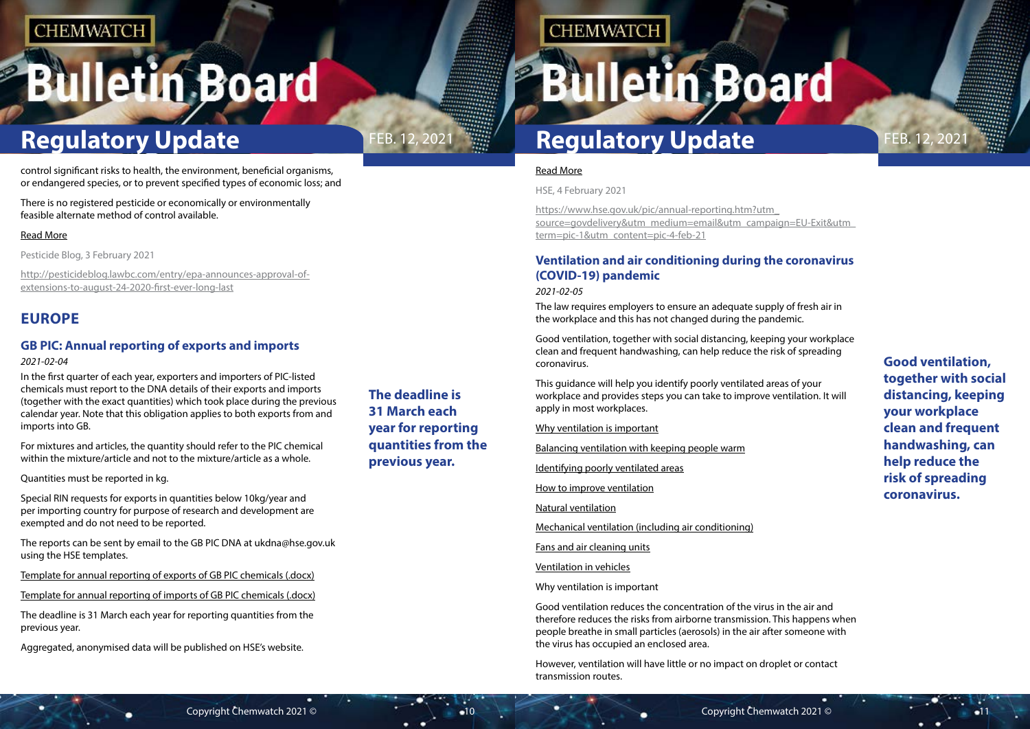control significant risks to health, the environment, beneficial organisms, or endangered species, or to prevent specified types of economic loss; and

There is no registered pesticide or economically or environmentally feasible alternate method of control available.

Read More

Pesticide Blog, 3 February 2021

http://pesticideblog.lawbc.com/entry/epa-announces-approval-of-extensions-to-august-24-2020-first-ever-long-last

## EUROPE

### GB PIC: Annual reporting of exports and imports

*2021-02-04*

In the first quarter of each year, exporters and importers of PIC-listed chemicals must report to the DNA details of their exports and imports (together with the exact quantities) which took place during the previous calendar year. Note that this obligation applies to both exports from and imports into GB.

For mixtures and articles, the quantity should refer to the PIC chemical within the mixture/article and not to the mixture/article as a whole.

Quantities must be reported in kg.

Special RIN requests for exports in quantities below 10kg/year and per importing country for purpose of research and development are exempted and do not need to be reported.

The reports can be sent by email to the GB PIC DNA at ukdna@hse.gov.uk using the HSE templates.

Template for annual reporting of exports of GB PIC chemicals (.docx)

Template for annual reporting of imports of GB PIC chemicals (.docx)

The deadline is 31 March each year for reporting quantities from the previous year.

Aggregated, anonymised data will be published on HSE's website.

**The deadline is 31 March each year for reporting quantities from the previous year.**

Read More

HSE, 4 February 2021

https://www.hse.gov.uk/pic/annual-reporting.htm?utm_source=govdelivery&utm_medium=email&utm_campaign=EU-Exit&utm_term=pic-1&utm_content=pic-4-feb-21

### Ventilation and air conditioning during the coronavirus (COVID-19) pandemic

*2021-02-05*

The law requires employers to ensure an adequate supply of fresh air in the workplace and this has not changed during the pandemic.

Good ventilation, together with social distancing, keeping your workplace clean and frequent handwashing, can help reduce the risk of spreading coronavirus.

This guidance will help you identify poorly ventilated areas of your workplace and provides steps you can take to improve ventilation. It will apply in most workplaces.

Why ventilation is important

Balancing ventilation with keeping people warm

Identifying poorly ventilated areas

How to improve ventilation

Natural ventilation

Mechanical ventilation (including air conditioning)

Fans and air cleaning units

Ventilation in vehicles

Why ventilation is important

Good ventilation reduces the concentration of the virus in the air and therefore reduces the risks from airborne transmission. This happens when people breathe in small particles (aerosols) in the air after someone with the virus has occupied an enclosed area.

However, ventilation will have little or no impact on droplet or contact transmission routes.

**Good ventilation, together with social distancing, keeping your workplace clean and frequent handwashing, can help reduce the risk of spreading coronavirus.**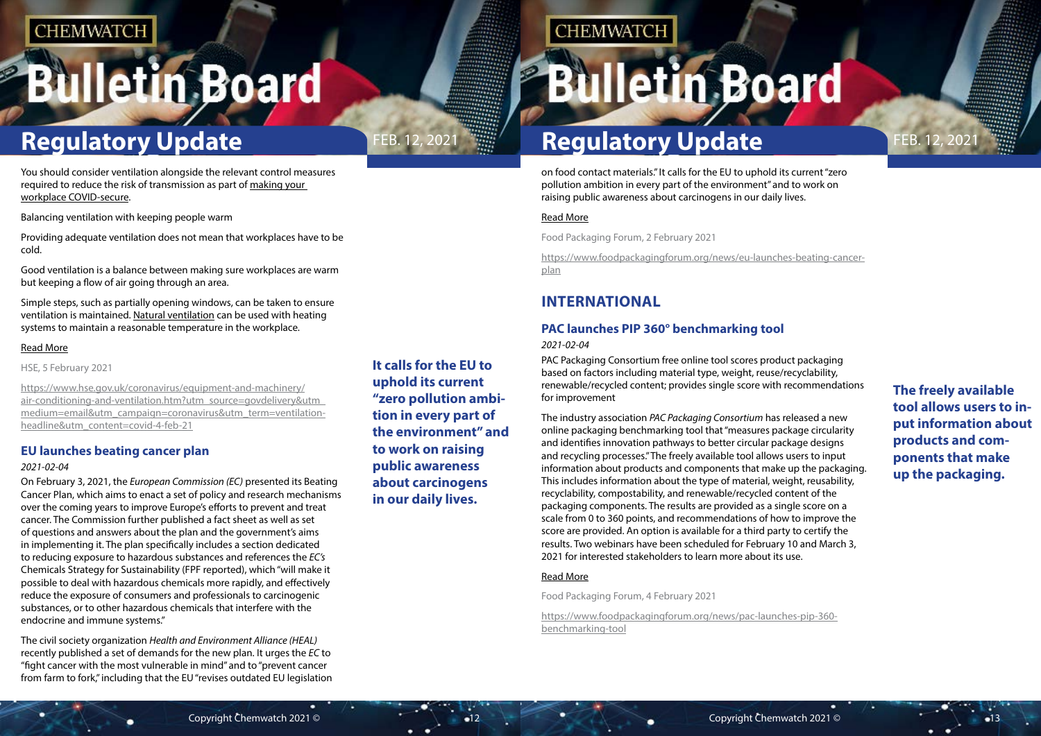You should consider ventilation alongside the relevant control measures required to reduce the risk of transmission as part of making your workplace COVID-secure.

Balancing ventilation with keeping people warm

Providing adequate ventilation does not mean that workplaces have to be cold.

Good ventilation is a balance between making sure workplaces are warm but keeping a flow of air going through an area.

Simple steps, such as partially opening windows, can be taken to ensure ventilation is maintained. Natural ventilation can be used with heating systems to maintain a reasonable temperature in the workplace.

Read More

HSE, 5 February 2021

https://www.hse.gov.uk/coronavirus/equipment-and-machinery/air-conditioning-and-ventilation.htm?utm_source=govdelivery&utm_medium=email&utm_campaign=coronavirus&utm_term=ventilation-headline&utm_content=covid-4-feb-21

### EU launches beating cancer plan

*2021-02-04*

On February 3, 2021, the *European Commission (EC)* presented its Beating Cancer Plan, which aims to enact a set of policy and research mechanisms over the coming years to improve Europe's efforts to prevent and treat cancer. The Commission further published a fact sheet as well as set of questions and answers about the plan and the government's aims in implementing it. The plan specifically includes a section dedicated to reducing exposure to hazardous substances and references the *EC's* Chemicals Strategy for Sustainability (FPF reported), which "will make it possible to deal with hazardous chemicals more rapidly, and effectively reduce the exposure of consumers and professionals to carcinogenic substances, or to other hazardous chemicals that interfere with the endocrine and immune systems."

The civil society organization *Health and Environment Alliance (HEAL)* recently published a set of demands for the new plan. It urges the *EC* to "fight cancer with the most vulnerable in mind" and to "prevent cancer from farm to fork," including that the EU "revises outdated EU legislation on food contact materials." It calls for the EU to uphold its current "zero pollution ambition in every part of the environment" and to work on raising public awareness about carcinogens in our daily lives.

**It calls for the EU to uphold its current "zero pollution ambition in every part of the environment" and to work on raising public awareness about carcinogens in our daily lives.**

Read More

Food Packaging Forum, 2 February 2021

https://www.foodpackagingforum.org/news/eu-launches-beating-cancer-plan

## INTERNATIONAL

### PAC launches PIP 360° benchmarking tool

*2021-02-04*

PAC Packaging Consortium free online tool scores product packaging based on factors including material type, weight, reuse/recyclability, renewable/recycled content; provides single score with recommendations for improvement

The industry association *PAC Packaging Consortium* has released a new online packaging benchmarking tool that "measures package circularity and identifies innovation pathways to better circular package designs and recycling processes." The freely available tool allows users to input information about products and components that make up the packaging. This includes information about the type of material, weight, reusability, recyclability, compostability, and renewable/recycled content of the packaging components. The results are provided as a single score on a scale from 0 to 360 points, and recommendations of how to improve the score are provided. An option is available for a third party to certify the results. Two webinars have been scheduled for February 10 and March 3, 2021 for interested stakeholders to learn more about its use.

**The freely available tool allows users to input information about products and components that make up the packaging.**

Read More

Food Packaging Forum, 4 February 2021

https://www.foodpackagingforum.org/news/pac-launches-pip-360-benchmarking-tool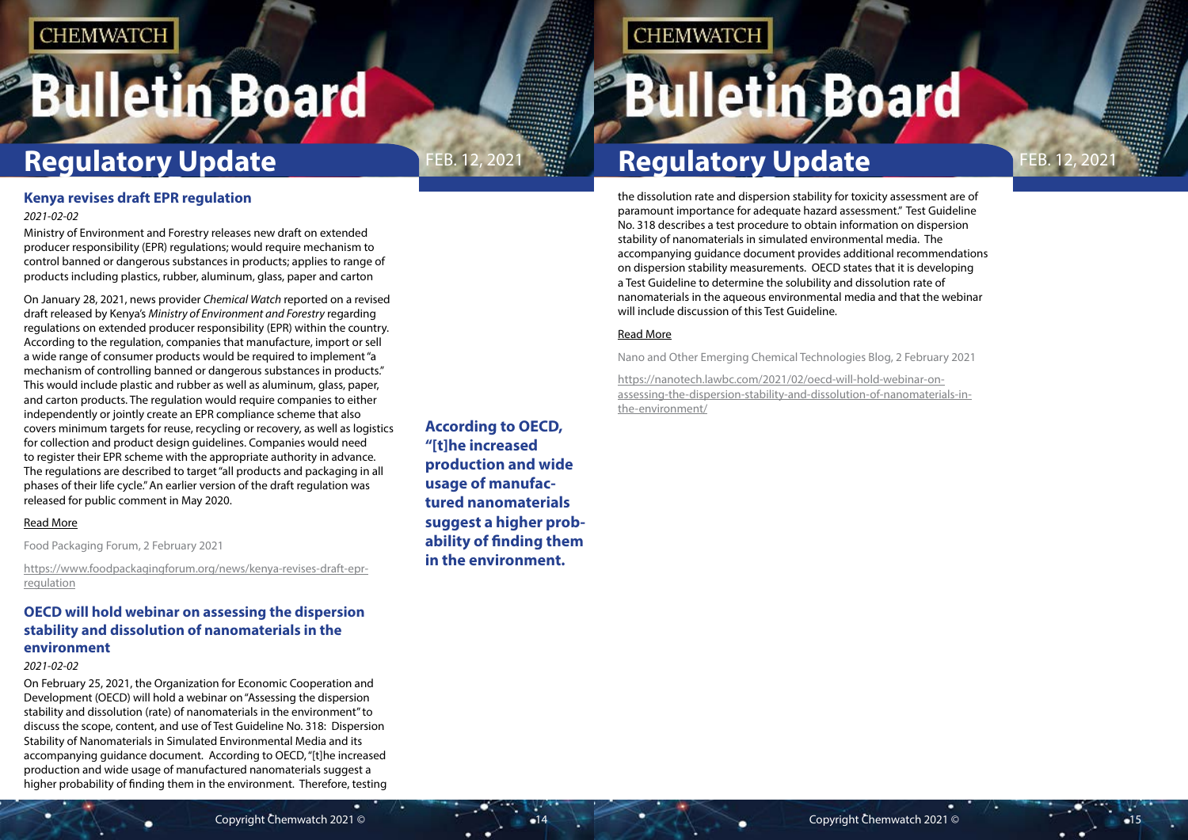## Kenya revises draft EPR regulation

*2021-02-02*

Ministry of Environment and Forestry releases new draft on extended producer responsibility (EPR) regulations; would require mechanism to control banned or dangerous substances in products; applies to range of products including plastics, rubber, aluminum, glass, paper and carton

On January 28, 2021, news provider *Chemical Watch* reported on a revised draft released by Kenya's *Ministry of Environment and Forestry* regarding regulations on extended producer responsibility (EPR) within the country. According to the regulation, companies that manufacture, import or sell a wide range of consumer products would be required to implement "a mechanism of controlling banned or dangerous substances in products." This would include plastic and rubber as well as aluminum, glass, paper, and carton products. The regulation would require companies to either independently or jointly create an EPR compliance scheme that also covers minimum targets for reuse, recycling or recovery, as well as logistics for collection and product design guidelines. Companies would need to register their EPR scheme with the appropriate authority in advance. The regulations are described to target "all products and packaging in all phases of their life cycle." An earlier version of the draft regulation was released for public comment in May 2020.

Read More

Food Packaging Forum, 2 February 2021

https://www.foodpackagingforum.org/news/kenya-revises-draft-epr-regulation

## OECD will hold webinar on assessing the dispersion stability and dissolution of nanomaterials in the environment

*2021-02-02*

On February 25, 2021, the Organization for Economic Cooperation and Development (OECD) will hold a webinar on "Assessing the dispersion stability and dissolution (rate) of nanomaterials in the environment" to discuss the scope, content, and use of Test Guideline No. 318: Dispersion Stability of Nanomaterials in Simulated Environmental Media and its accompanying guidance document. According to OECD, "[t]he increased production and wide usage of manufactured nanomaterials suggest a higher probability of finding them in the environment. Therefore, testing the dissolution rate and dispersion stability for toxicity assessment are of paramount importance for adequate hazard assessment." Test Guideline No. 318 describes a test procedure to obtain information on dispersion stability of nanomaterials in simulated environmental media. The accompanying guidance document provides additional recommendations on dispersion stability measurements. OECD states that it is developing a Test Guideline to determine the solubility and dissolution rate of nanomaterials in the aqueous environmental media and that the webinar will include discussion of this Test Guideline.

**According to OECD, "[t]he increased production and wide usage of manufactured nanomaterials suggest a higher probability of finding them in the environment.**

Read More

Nano and Other Emerging Chemical Technologies Blog, 2 February 2021

https://nanotech.lawbc.com/2021/02/oecd-will-hold-webinar-on-assessing-the-dispersion-stability-and-dissolution-of-nanomaterials-in-the-environment/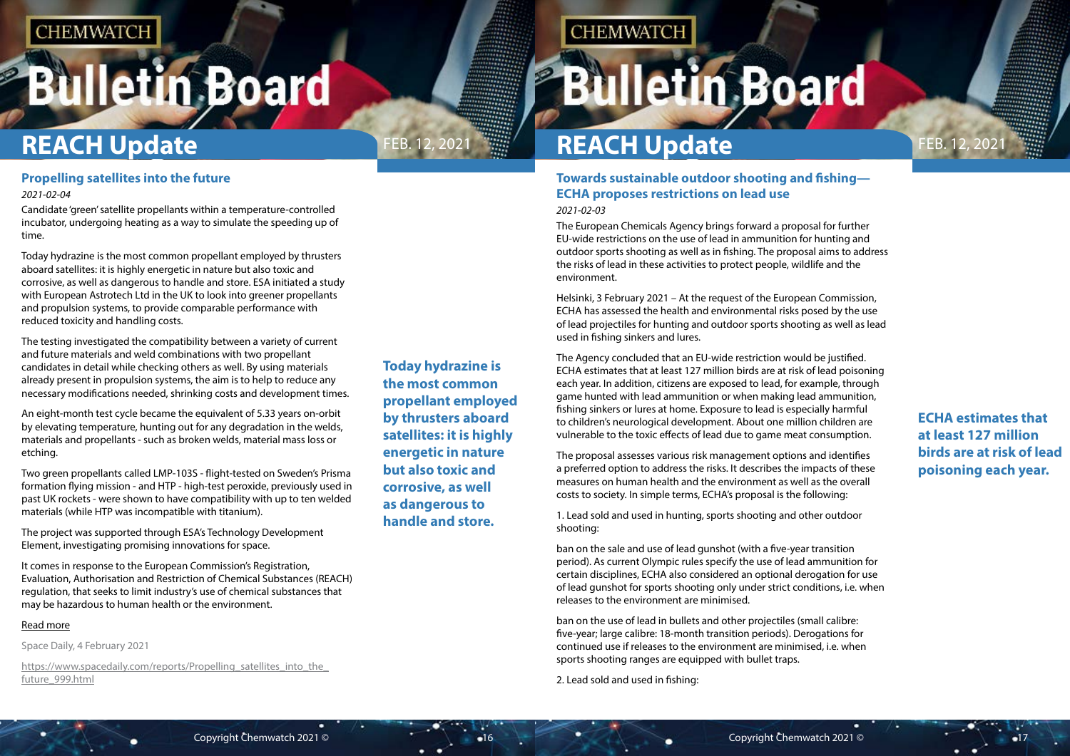## Propelling satellites into the future

*2021-02-04*

Candidate 'green' satellite propellants within a temperature-controlled incubator, undergoing heating as a way to simulate the speeding up of time.

Today hydrazine is the most common propellant employed by thrusters aboard satellites: it is highly energetic in nature but also toxic and corrosive, as well as dangerous to handle and store. ESA initiated a study with European Astrotech Ltd in the UK to look into greener propellants and propulsion systems, to provide comparable performance with reduced toxicity and handling costs.

The testing investigated the compatibility between a variety of current and future materials and weld combinations with two propellant candidates in detail while checking others as well. By using materials already present in propulsion systems, the aim is to help to reduce any necessary modifications needed, shrinking costs and development times.

An eight-month test cycle became the equivalent of 5.33 years on-orbit by elevating temperature, hunting out for any degradation in the welds, materials and propellants - such as broken welds, material mass loss or etching.

Two green propellants called LMP-103S - flight-tested on Sweden's Prisma formation flying mission - and HTP - high-test peroxide, previously used in past UK rockets - were shown to have compatibility with up to ten welded materials (while HTP was incompatible with titanium).

The project was supported through ESA's Technology Development Element, investigating promising innovations for space.

It comes in response to the European Commission's Registration, Evaluation, Authorisation and Restriction of Chemical Substances (REACH) regulation, that seeks to limit industry's use of chemical substances that may be hazardous to human health or the environment.

**Today hydrazine is the most common propellant employed by thrusters aboard satellites: it is highly energetic in nature but also toxic and corrosive, as well as dangerous to handle and store.**

Read more

Space Daily, 4 February 2021

https://www.spacedaily.com/reports/Propelling_satellites_into_the_future_999.html

## Towards sustainable outdoor shooting and fishing—ECHA proposes restrictions on lead use

*2021-02-03*

The European Chemicals Agency brings forward a proposal for further EU-wide restrictions on the use of lead in ammunition for hunting and outdoor sports shooting as well as in fishing. The proposal aims to address the risks of lead in these activities to protect people, wildlife and the environment.

Helsinki, 3 February 2021 – At the request of the European Commission, ECHA has assessed the health and environmental risks posed by the use of lead projectiles for hunting and outdoor sports shooting as well as lead used in fishing sinkers and lures.

The Agency concluded that an EU-wide restriction would be justified. ECHA estimates that at least 127 million birds are at risk of lead poisoning each year. In addition, citizens are exposed to lead, for example, through game hunted with lead ammunition or when making lead ammunition, fishing sinkers or lures at home. Exposure to lead is especially harmful to children's neurological development. About one million children are vulnerable to the toxic effects of lead due to game meat consumption.

**ECHA estimates that at least 127 million birds are at risk of lead poisoning each year.**

The proposal assesses various risk management options and identifies a preferred option to address the risks. It describes the impacts of these measures on human health and the environment as well as the overall costs to society. In simple terms, ECHA's proposal is the following:

1. Lead sold and used in hunting, sports shooting and other outdoor shooting:

ban on the sale and use of lead gunshot (with a five-year transition period). As current Olympic rules specify the use of lead ammunition for certain disciplines, ECHA also considered an optional derogation for use of lead gunshot for sports shooting only under strict conditions, i.e. when releases to the environment are minimised.

ban on the use of lead in bullets and other projectiles (small calibre: five-year; large calibre: 18-month transition periods). Derogations for continued use if releases to the environment are minimised, i.e. when sports shooting ranges are equipped with bullet traps.

2. Lead sold and used in fishing: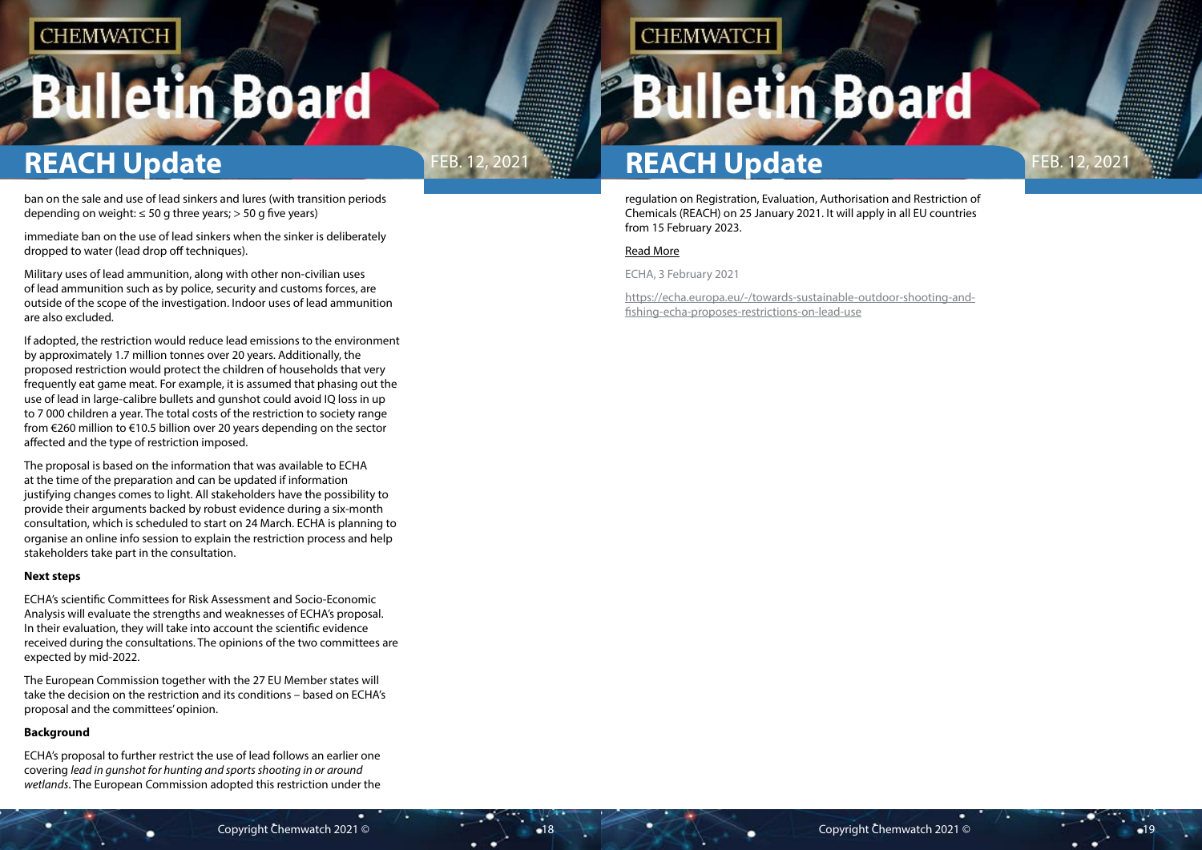ban on the sale and use of lead sinkers and lures (with transition periods depending on weight: ≤ 50 g three years; > 50 g five years)

immediate ban on the use of lead sinkers when the sinker is deliberately dropped to water (lead drop off techniques).

Military uses of lead ammunition, along with other non-civilian uses of lead ammunition such as by police, security and customs forces, are outside of the scope of the investigation. Indoor uses of lead ammunition are also excluded.

If adopted, the restriction would reduce lead emissions to the environment by approximately 1.7 million tonnes over 20 years. Additionally, the proposed restriction would protect the children of households that very frequently eat game meat. For example, it is assumed that phasing out the use of lead in large-calibre bullets and gunshot could avoid IQ loss in up to 7 000 children a year. The total costs of the restriction to society range from €260 million to €10.5 billion over 20 years depending on the sector affected and the type of restriction imposed.

The proposal is based on the information that was available to ECHA at the time of the preparation and can be updated if information justifying changes comes to light. All stakeholders have the possibility to provide their arguments backed by robust evidence during a six-month consultation, which is scheduled to start on 24 March. ECHA is planning to organise an online info session to explain the restriction process and help stakeholders take part in the consultation.

**Next steps**

ECHA's scientific Committees for Risk Assessment and Socio-Economic Analysis will evaluate the strengths and weaknesses of ECHA's proposal. In their evaluation, they will take into account the scientific evidence received during the consultations. The opinions of the two committees are expected by mid-2022.

The European Commission together with the 27 EU Member states will take the decision on the restriction and its conditions – based on ECHA's proposal and the committees' opinion.

**Background**

ECHA's proposal to further restrict the use of lead follows an earlier one covering *lead in gunshot for hunting and sports shooting in or around wetlands*. The European Commission adopted this restriction under the regulation on Registration, Evaluation, Authorisation and Restriction of Chemicals (REACH) on 25 January 2021. It will apply in all EU countries from 15 February 2023.

Read More

ECHA, 3 February 2021

https://echa.europa.eu/-/towards-sustainable-outdoor-shooting-and-fishing-echa-proposes-restrictions-on-lead-use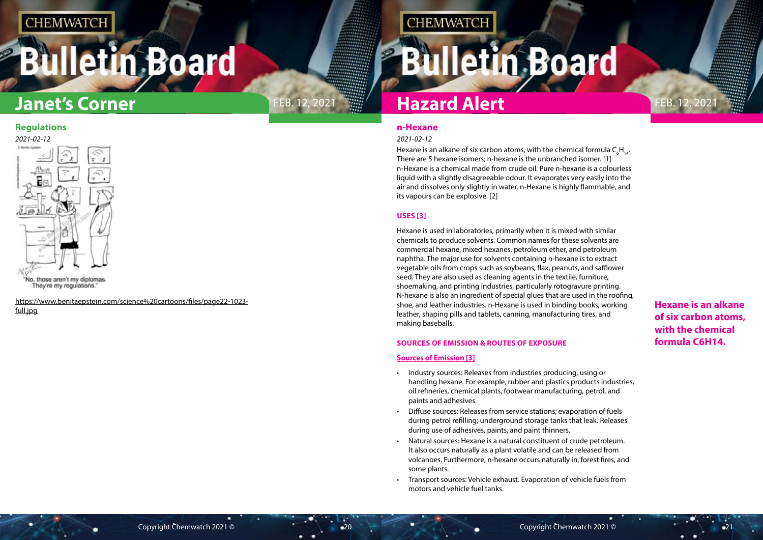## Janet's Corner

### Regulations

*2021-02-12*

"No, those aren't my diplomas. They're my regulations."

https://www.benitaepstein.com/science%20cartoons/files/page22-1023-full.jpg

## Hazard Alert

### n-Hexane

*2021-02-12*

Hexane is an alkane of six carbon atoms, with the chemical formula $C_6H_{14}$. There are 5 hexane isomers; n-hexane is the unbranched isomer. [1]

n-Hexane is a chemical made from crude oil. Pure n-hexane is a colourless liquid with a slightly disagreeable odour. It evaporates very easily into the air and dissolves only slightly in water. n-Hexane is highly flammable, and its vapours can be explosive. [2]

**Hexane is an alkane of six carbon atoms, with the chemical formula C6H14.**

#### USES [3]

Hexane is used in laboratories, primarily when it is mixed with similar chemicals to produce solvents. Common names for these solvents are commercial hexane, mixed hexanes, petroleum ether, and petroleum naphtha. The major use for solvents containing n-hexane is to extract vegetable oils from crops such as soybeans, flax, peanuts, and safflower seed. They are also used as cleaning agents in the textile, furniture, shoemaking, and printing industries, particularly rotogravure printing. N-hexane is also an ingredient of special glues that are used in the roofing, shoe, and leather industries. n-Hexane is used in binding books, working leather, shaping pills and tablets, canning, manufacturing tires, and making baseballs.

#### SOURCES OF EMISSION & ROUTES OF EXPOSURE

**Sources of Emission [3]**

- Industry sources: Releases from industries producing, using or handling hexane. For example, rubber and plastics products industries, oil refineries, chemical plants, footwear manufacturing, petrol, and paints and adhesives.
- Diffuse sources: Releases from service stations; evaporation of fuels during petrol refilling; underground storage tanks that leak. Releases during use of adhesives, paints, and paint thinners.
- Natural sources: Hexane is a natural constituent of crude petroleum. It also occurs naturally as a plant volatile and can be released from volcanoes. Furthermore, n-hexane occurs naturally in, forest fires, and some plants.
- Transport sources: Vehicle exhaust. Evaporation of vehicle fuels from motors and vehicle fuel tanks.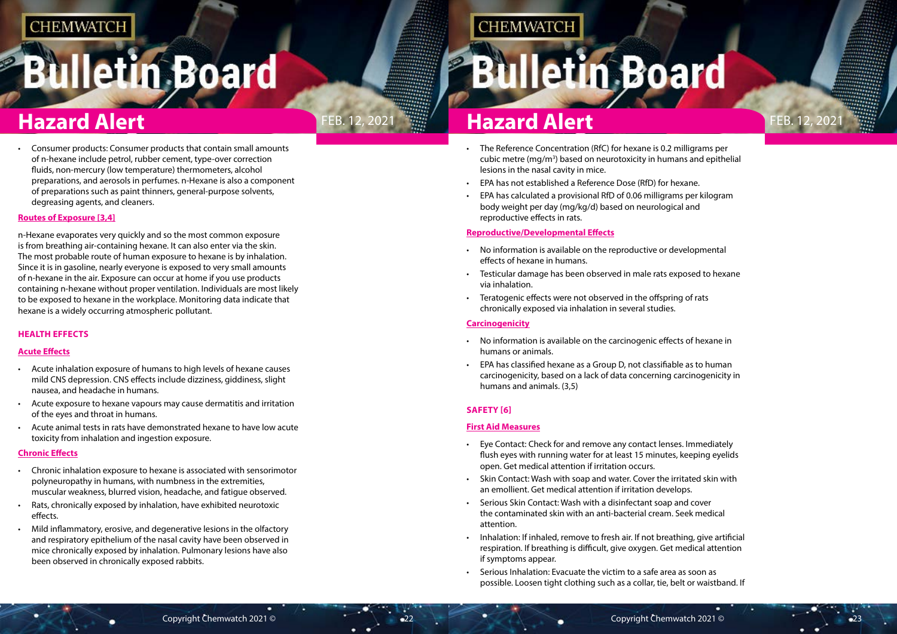- Consumer products: Consumer products that contain small amounts of n-hexane include petrol, rubber cement, type-over correction fluids, non-mercury (low temperature) thermometers, alcohol preparations, and aerosols in perfumes. n-Hexane is also a component of preparations such as paint thinners, general-purpose solvents, degreasing agents, and cleaners.

### Routes of Exposure [3,4]

n-Hexane evaporates very quickly and so the most common exposure is from breathing air-containing hexane. It can also enter via the skin. The most probable route of human exposure to hexane is by inhalation. Since it is in gasoline, nearly everyone is exposed to very small amounts of n-hexane in the air. Exposure can occur at home if you use products containing n-hexane without proper ventilation. Individuals are most likely to be exposed to hexane in the workplace. Monitoring data indicate that hexane is a widely occurring atmospheric pollutant.

## HEALTH EFFECTS

### Acute Effects

- Acute inhalation exposure of humans to high levels of hexane causes mild CNS depression. CNS effects include dizziness, giddiness, slight nausea, and headache in humans.
- Acute exposure to hexane vapours may cause dermatitis and irritation of the eyes and throat in humans.
- Acute animal tests in rats have demonstrated hexane to have low acute toxicity from inhalation and ingestion exposure.

### Chronic Effects

- Chronic inhalation exposure to hexane is associated with sensorimotor polyneuropathy in humans, with numbness in the extremities, muscular weakness, blurred vision, headache, and fatigue observed.
- Rats, chronically exposed by inhalation, have exhibited neurotoxic effects.
- Mild inflammatory, erosive, and degenerative lesions in the olfactory and respiratory epithelium of the nasal cavity have been observed in mice chronically exposed by inhalation. Pulmonary lesions have also been observed in chronically exposed rabbits.
- The Reference Concentration (RfC) for hexane is 0.2 milligrams per cubic metre (mg/m$^3$) based on neurotoxicity in humans and epithelial lesions in the nasal cavity in mice.
- EPA has not established a Reference Dose (RfD) for hexane.
- EPA has calculated a provisional RfD of 0.06 milligrams per kilogram body weight per day (mg/kg/d) based on neurological and reproductive effects in rats.

### Reproductive/Developmental Effects

- No information is available on the reproductive or developmental effects of hexane in humans.
- Testicular damage has been observed in male rats exposed to hexane via inhalation.
- Teratogenic effects were not observed in the offspring of rats chronically exposed via inhalation in several studies.

### Carcinogenicity

- No information is available on the carcinogenic effects of hexane in humans or animals.
- EPA has classified hexane as a Group D, not classifiable as to human carcinogenicity, based on a lack of data concerning carcinogenicity in humans and animals. (3,5)

## SAFETY [6]

### First Aid Measures

- Eye Contact: Check for and remove any contact lenses. Immediately flush eyes with running water for at least 15 minutes, keeping eyelids open. Get medical attention if irritation occurs.
- Skin Contact: Wash with soap and water. Cover the irritated skin with an emollient. Get medical attention if irritation develops.
- Serious Skin Contact: Wash with a disinfectant soap and cover the contaminated skin with an anti-bacterial cream. Seek medical attention.
- Inhalation: If inhaled, remove to fresh air. If not breathing, give artificial respiration. If breathing is difficult, give oxygen. Get medical attention if symptoms appear.
- Serious Inhalation: Evacuate the victim to a safe area as soon as possible. Loosen tight clothing such as a collar, tie, belt or waistband. If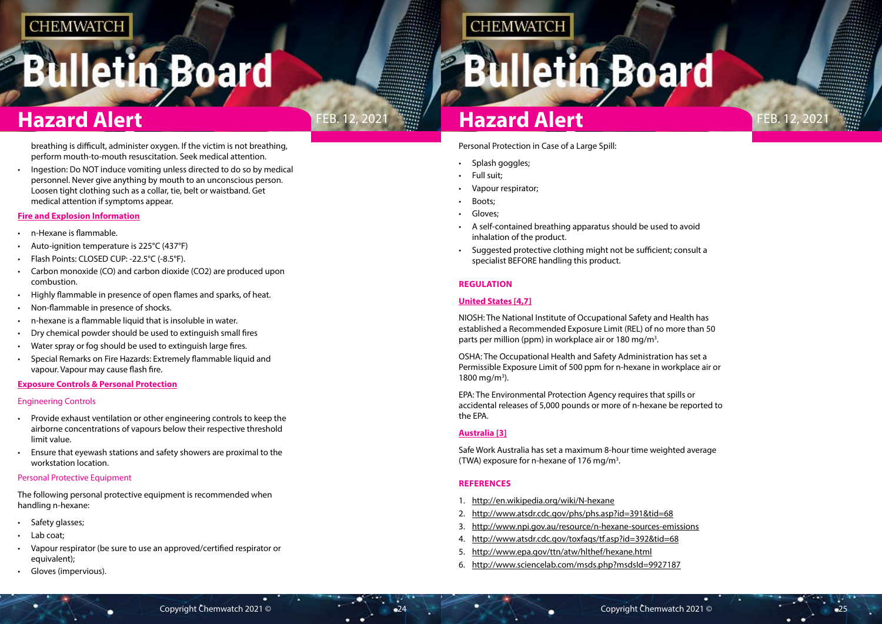breathing is difficult, administer oxygen. If the victim is not breathing, perform mouth-to-mouth resuscitation. Seek medical attention.
- Ingestion: Do NOT induce vomiting unless directed to do so by medical personnel. Never give anything by mouth to an unconscious person. Loosen tight clothing such as a collar, tie, belt or waistband. Get medical attention if symptoms appear.

### Fire and Explosion Information

- n-Hexane is flammable.
- Auto-ignition temperature is 225°C (437°F)
- Flash Points: CLOSED CUP: -22.5°C (-8.5°F).
- Carbon monoxide (CO) and carbon dioxide ($CO_2$) are produced upon combustion.
- Highly flammable in presence of open flames and sparks, of heat.
- Non-flammable in presence of shocks.
- n-hexane is a flammable liquid that is insoluble in water.
- Dry chemical powder should be used to extinguish small fires
- Water spray or fog should be used to extinguish large fires.
- Special Remarks on Fire Hazards: Extremely flammable liquid and vapour. Vapour may cause flash fire.

### Exposure Controls & Personal Protection

#### Engineering Controls

- Provide exhaust ventilation or other engineering controls to keep the airborne concentrations of vapours below their respective threshold limit value.
- Ensure that eyewash stations and safety showers are proximal to the workstation location.

#### Personal Protective Equipment

The following personal protective equipment is recommended when handling n-hexane:

- Safety glasses;
- Lab coat;
- Vapour respirator (be sure to use an approved/certified respirator or equivalent);
- Gloves (impervious).

Personal Protection in Case of a Large Spill:

- Splash goggles;
- Full suit;
- Vapour respirator;
- Boots;
- Gloves;
- A self-contained breathing apparatus should be used to avoid inhalation of the product.
- Suggested protective clothing might not be sufficient; consult a specialist BEFORE handling this product.

## REGULATION

### United States [4,7]

NIOSH: The National Institute of Occupational Safety and Health has established a Recommended Exposure Limit (REL) of no more than 50 parts per million (ppm) in workplace air or 180 mg/m³.

OSHA: The Occupational Health and Safety Administration has set a Permissible Exposure Limit of 500 ppm for n-hexane in workplace air or 1800 mg/m³).

EPA: The Environmental Protection Agency requires that spills or accidental releases of 5,000 pounds or more of n-hexane be reported to the EPA.

### Australia [3]

Safe Work Australia has set a maximum 8-hour time weighted average (TWA) exposure for n-hexane of 176 mg/m³.

## REFERENCES

1. http://en.wikipedia.org/wiki/N-hexane
2. http://www.atsdr.cdc.gov/phs/phs.asp?id=391&tid=68
3. http://www.npi.gov.au/resource/n-hexane-sources-emissions
4. http://www.atsdr.cdc.gov/toxfaqs/tf.asp?id=392&tid=68
5. http://www.epa.gov/ttn/atw/hlthef/hexane.html
6. http://www.sciencelab.com/msds.php?msdsId=9927187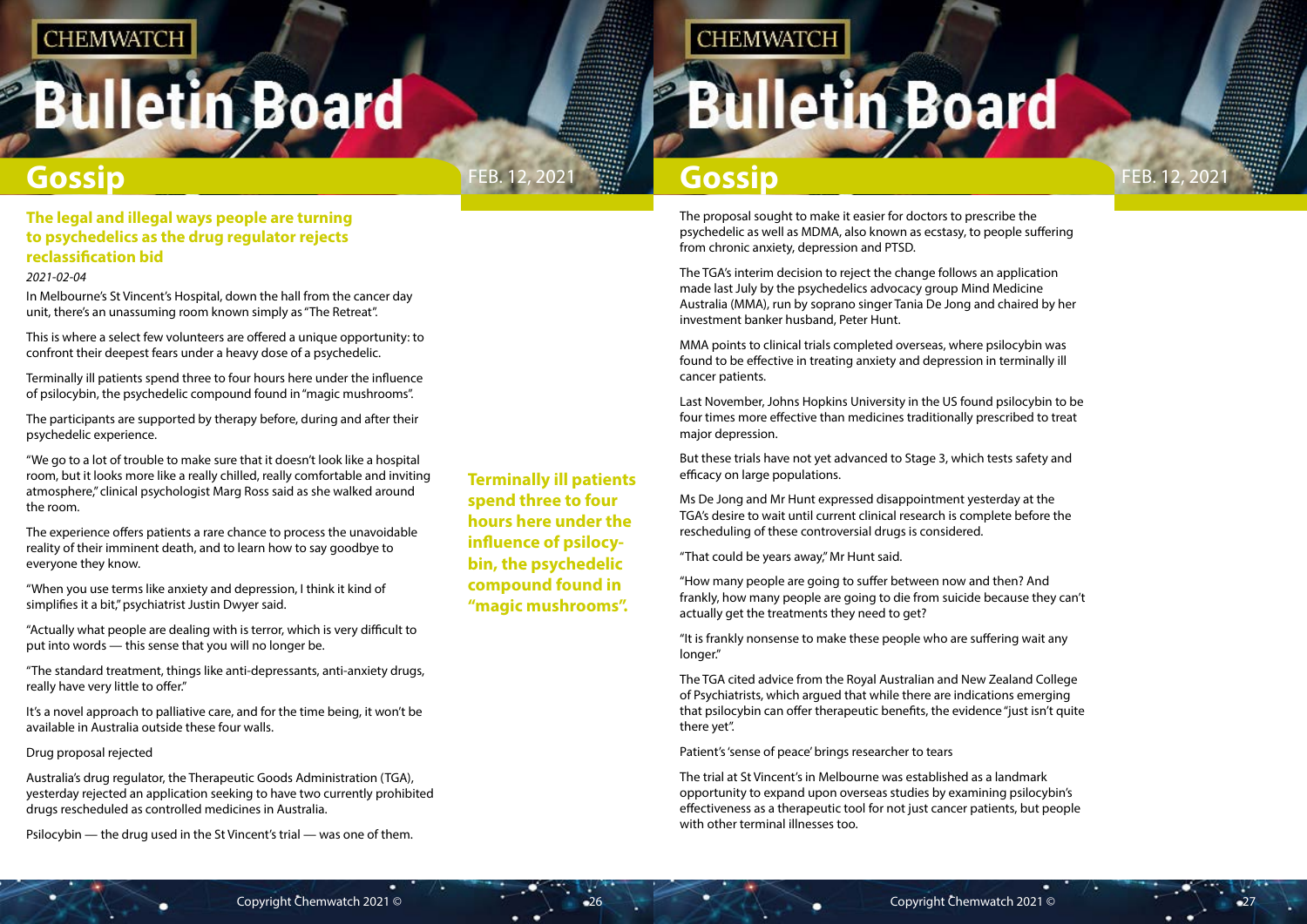## The legal and illegal ways people are turning to psychedelics as the drug regulator rejects reclassification bid

*2021-02-04*

In Melbourne's St Vincent's Hospital, down the hall from the cancer day unit, there's an unassuming room known simply as "The Retreat".

This is where a select few volunteers are offered a unique opportunity: to confront their deepest fears under a heavy dose of a psychedelic.

Terminally ill patients spend three to four hours here under the influence of psilocybin, the psychedelic compound found in "magic mushrooms".

The participants are supported by therapy before, during and after their psychedelic experience.

"We go to a lot of trouble to make sure that it doesn't look like a hospital room, but it looks more like a really chilled, really comfortable and inviting atmosphere," clinical psychologist Marg Ross said as she walked around the room.

The experience offers patients a rare chance to process the unavoidable reality of their imminent death, and to learn how to say goodbye to everyone they know.

"When you use terms like anxiety and depression, I think it kind of simplifies it a bit," psychiatrist Justin Dwyer said.

"Actually what people are dealing with is terror, which is very difficult to put into words — this sense that you will no longer be.

"The standard treatment, things like anti-depressants, anti-anxiety drugs, really have very little to offer."

It's a novel approach to palliative care, and for the time being, it won't be available in Australia outside these four walls.

Drug proposal rejected

Australia's drug regulator, the Therapeutic Goods Administration (TGA), yesterday rejected an application seeking to have two currently prohibited drugs rescheduled as controlled medicines in Australia.

Psilocybin — the drug used in the St Vincent's trial — was one of them.

**Terminally ill patients spend three to four hours here under the influence of psilocybin, the psychedelic compound found in "magic mushrooms".**

The proposal sought to make it easier for doctors to prescribe the psychedelic as well as MDMA, also known as ecstasy, to people suffering from chronic anxiety, depression and PTSD.

The TGA's interim decision to reject the change follows an application made last July by the psychedelics advocacy group Mind Medicine Australia (MMA), run by soprano singer Tania De Jong and chaired by her investment banker husband, Peter Hunt.

MMA points to clinical trials completed overseas, where psilocybin was found to be effective in treating anxiety and depression in terminally ill cancer patients.

Last November, Johns Hopkins University in the US found psilocybin to be four times more effective than medicines traditionally prescribed to treat major depression.

But these trials have not yet advanced to Stage 3, which tests safety and efficacy on large populations.

Ms De Jong and Mr Hunt expressed disappointment yesterday at the TGA's desire to wait until current clinical research is complete before the rescheduling of these controversial drugs is considered.

"That could be years away," Mr Hunt said.

"How many people are going to suffer between now and then? And frankly, how many people are going to die from suicide because they can't actually get the treatments they need to get?

"It is frankly nonsense to make these people who are suffering wait any longer."

The TGA cited advice from the Royal Australian and New Zealand College of Psychiatrists, which argued that while there are indications emerging that psilocybin can offer therapeutic benefits, the evidence "just isn't quite there yet".

Patient's 'sense of peace' brings researcher to tears

The trial at St Vincent's in Melbourne was established as a landmark opportunity to expand upon overseas studies by examining psilocybin's effectiveness as a therapeutic tool for not just cancer patients, but people with other terminal illnesses too.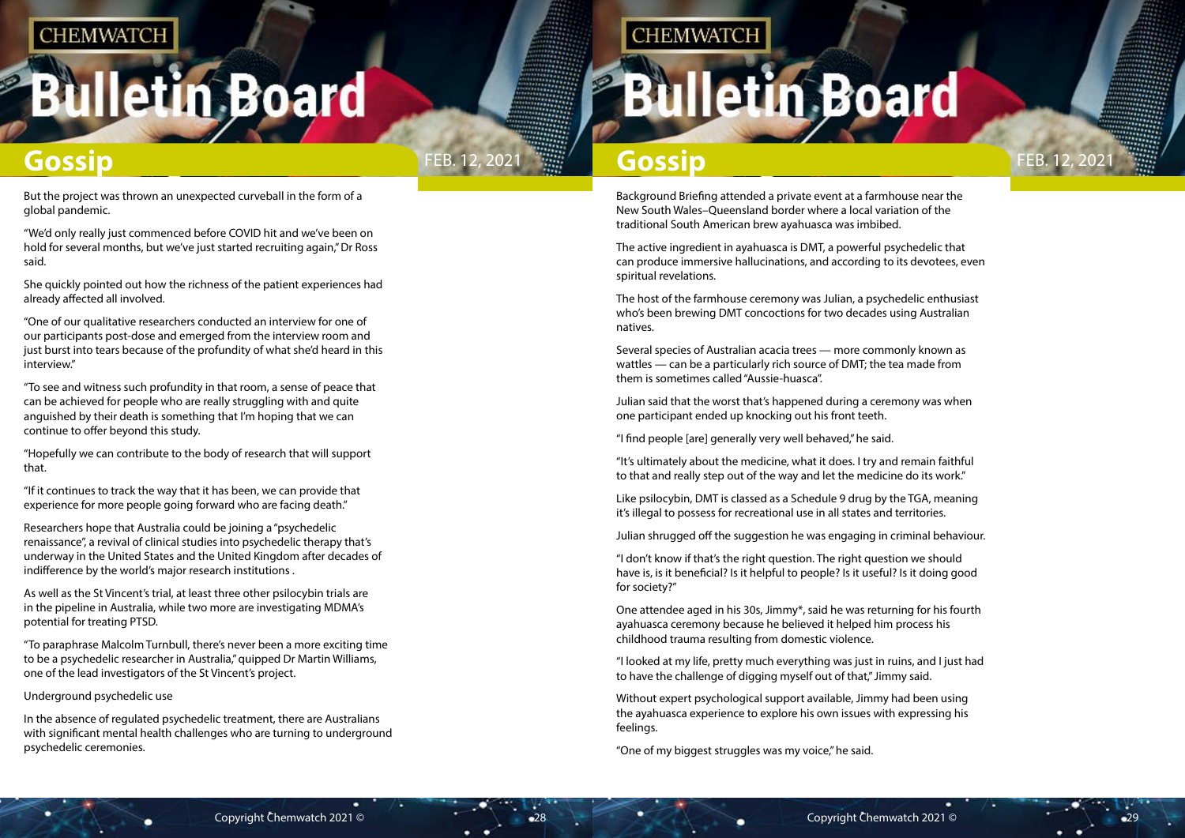But the project was thrown an unexpected curveball in the form of a global pandemic.

"We'd only really just commenced before COVID hit and we've been on hold for several months, but we've just started recruiting again," Dr Ross said.

She quickly pointed out how the richness of the patient experiences had already affected all involved.

"One of our qualitative researchers conducted an interview for one of our participants post-dose and emerged from the interview room and just burst into tears because of the profundity of what she'd heard in this interview."

"To see and witness such profundity in that room, a sense of peace that can be achieved for people who are really struggling with and quite anguished by their death is something that I'm hoping that we can continue to offer beyond this study.

"Hopefully we can contribute to the body of research that will support that.

"If it continues to track the way that it has been, we can provide that experience for more people going forward who are facing death."

Researchers hope that Australia could be joining a "psychedelic renaissance", a revival of clinical studies into psychedelic therapy that's underway in the United States and the United Kingdom after decades of indifference by the world's major research institutions .

As well as the St Vincent's trial, at least three other psilocybin trials are in the pipeline in Australia, while two more are investigating MDMA's potential for treating PTSD.

"To paraphrase Malcolm Turnbull, there's never been a more exciting time to be a psychedelic researcher in Australia," quipped Dr Martin Williams, one of the lead investigators of the St Vincent's project.

Underground psychedelic use

In the absence of regulated psychedelic treatment, there are Australians with significant mental health challenges who are turning to underground psychedelic ceremonies.

Background Briefing attended a private event at a farmhouse near the New South Wales–Queensland border where a local variation of the traditional South American brew ayahuasca was imbibed.

The active ingredient in ayahuasca is DMT, a powerful psychedelic that can produce immersive hallucinations, and according to its devotees, even spiritual revelations.

The host of the farmhouse ceremony was Julian, a psychedelic enthusiast who's been brewing DMT concoctions for two decades using Australian natives.

Several species of Australian acacia trees — more commonly known as wattles — can be a particularly rich source of DMT; the tea made from them is sometimes called "Aussie-huasca".

Julian said that the worst that's happened during a ceremony was when one participant ended up knocking out his front teeth.

"I find people [are] generally very well behaved," he said.

"It's ultimately about the medicine, what it does. I try and remain faithful to that and really step out of the way and let the medicine do its work."

Like psilocybin, DMT is classed as a Schedule 9 drug by the TGA, meaning it's illegal to possess for recreational use in all states and territories.

Julian shrugged off the suggestion he was engaging in criminal behaviour.

"I don't know if that's the right question. The right question we should have is, is it beneficial? Is it helpful to people? Is it useful? Is it doing good for society?"

One attendee aged in his 30s, Jimmy*, said he was returning for his fourth ayahuasca ceremony because he believed it helped him process his childhood trauma resulting from domestic violence.

"I looked at my life, pretty much everything was just in ruins, and I just had to have the challenge of digging myself out of that," Jimmy said.

Without expert psychological support available, Jimmy had been using the ayahuasca experience to explore his own issues with expressing his feelings.

"One of my biggest struggles was my voice," he said.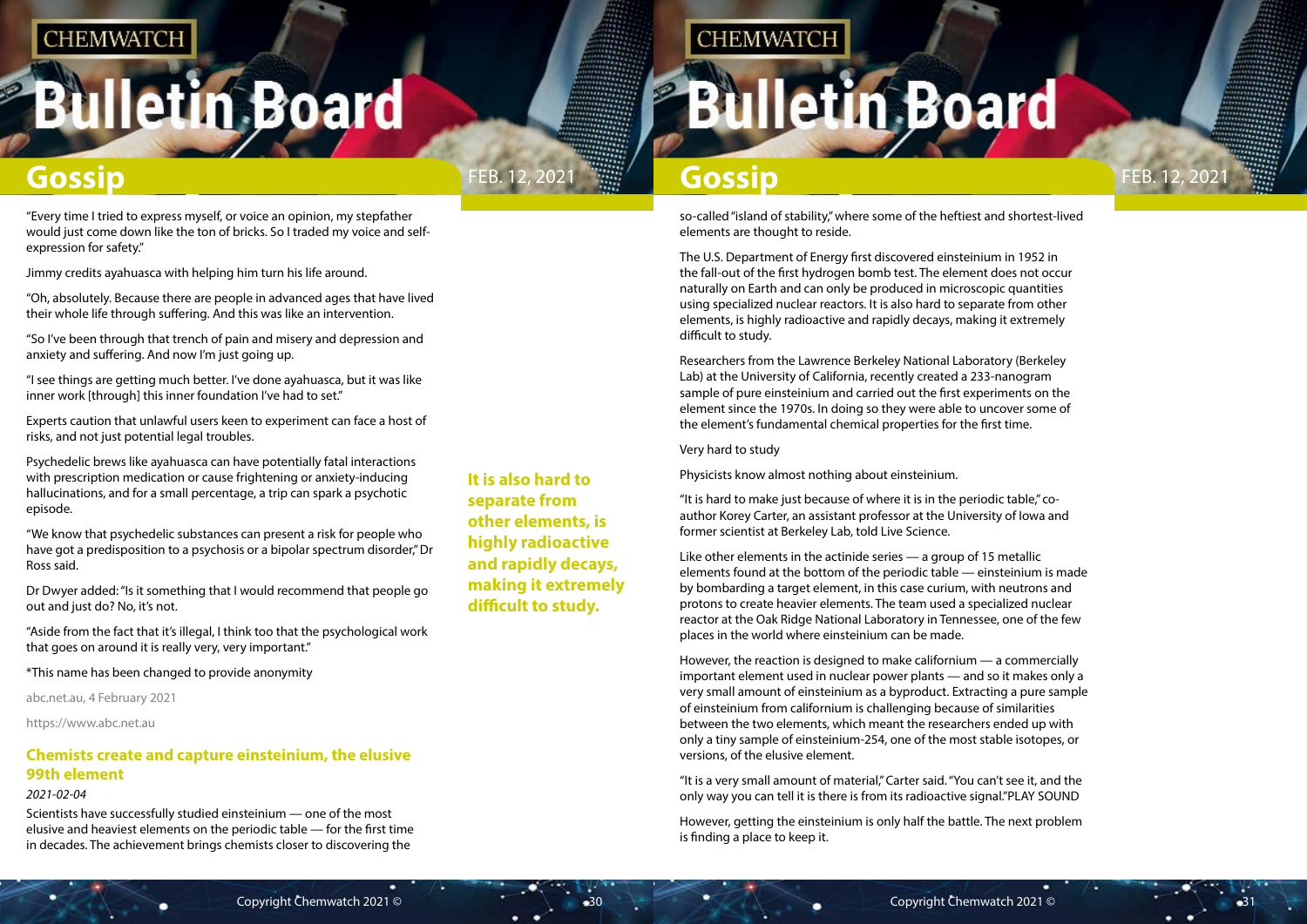"Every time I tried to express myself, or voice an opinion, my stepfather would just come down like the ton of bricks. So I traded my voice and self-expression for safety."

Jimmy credits ayahuasca with helping him turn his life around.

"Oh, absolutely. Because there are people in advanced ages that have lived their whole life through suffering. And this was like an intervention.

"So I've been through that trench of pain and misery and depression and anxiety and suffering. And now I'm just going up.

"I see things are getting much better. I've done ayahuasca, but it was like inner work [through] this inner foundation I've had to set."

Experts caution that unlawful users keen to experiment can face a host of risks, and not just potential legal troubles.

Psychedelic brews like ayahuasca can have potentially fatal interactions with prescription medication or cause frightening or anxiety-inducing hallucinations, and for a small percentage, a trip can spark a psychotic episode.

"We know that psychedelic substances can present a risk for people who have got a predisposition to a psychosis or a bipolar spectrum disorder," Dr Ross said.

Dr Dwyer added: "Is it something that I would recommend that people go out and just do? No, it's not.

"Aside from the fact that it's illegal, I think too that the psychological work that goes on around it is really very, very important."

*This name has been changed to provide anonymity

abc.net.au, 4 February 2021

https://www.abc.net.au

## Chemists create and capture einsteinium, the elusive 99th element

*2021-02-04*

Scientists have successfully studied einsteinium — one of the most elusive and heaviest elements on the periodic table — for the first time in decades. The achievement brings chemists closer to discovering the so-called "island of stability," where some of the heftiest and shortest-lived elements are thought to reside.

The U.S. Department of Energy first discovered einsteinium in 1952 in the fall-out of the first hydrogen bomb test. The element does not occur naturally on Earth and can only be produced in microscopic quantities using specialized nuclear reactors. It is also hard to separate from other elements, is highly radioactive and rapidly decays, making it extremely difficult to study.

**It is also hard to separate from other elements, is highly radioactive and rapidly decays, making it extremely difficult to study.**

Researchers from the Lawrence Berkeley National Laboratory (Berkeley Lab) at the University of California, recently created a 233-nanogram sample of pure einsteinium and carried out the first experiments on the element since the 1970s. In doing so they were able to uncover some of the element's fundamental chemical properties for the first time.

Very hard to study

Physicists know almost nothing about einsteinium.

"It is hard to make just because of where it is in the periodic table," co-author Korey Carter, an assistant professor at the University of Iowa and former scientist at Berkeley Lab, told Live Science.

Like other elements in the actinide series — a group of 15 metallic elements found at the bottom of the periodic table — einsteinium is made by bombarding a target element, in this case curium, with neutrons and protons to create heavier elements. The team used a specialized nuclear reactor at the Oak Ridge National Laboratory in Tennessee, one of the few places in the world where einsteinium can be made.

However, the reaction is designed to make californium — a commercially important element used in nuclear power plants — and so it makes only a very small amount of einsteinium as a byproduct. Extracting a pure sample of einsteinium from californium is challenging because of similarities between the two elements, which meant the researchers ended up with only a tiny sample of einsteinium-254, one of the most stable isotopes, or versions, of the elusive element.

"It is a very small amount of material," Carter said. "You can't see it, and the only way you can tell it is there is from its radioactive signal."PLAY SOUND

However, getting the einsteinium is only half the battle. The next problem is finding a place to keep it.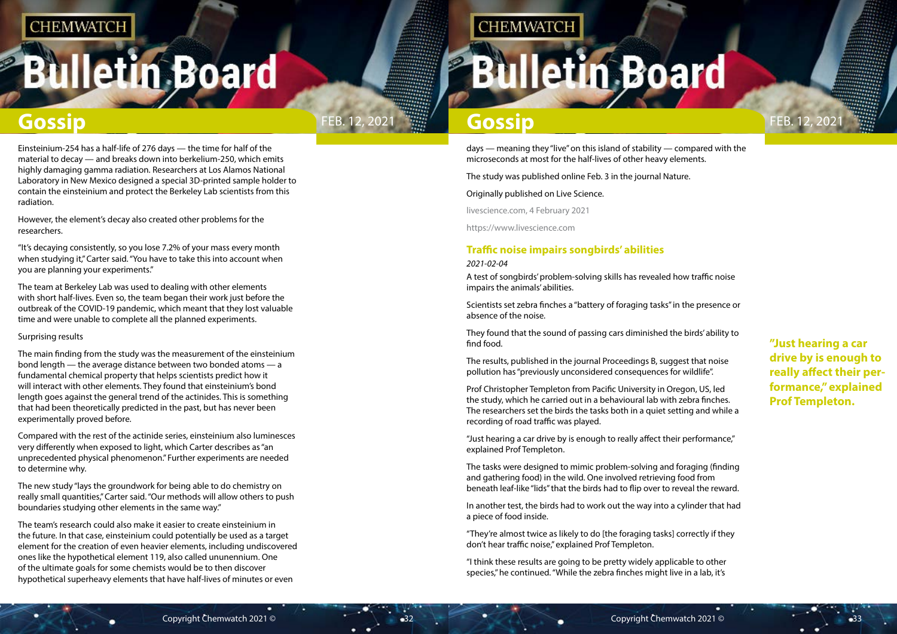Einsteinium-254 has a half-life of 276 days — the time for half of the material to decay — and breaks down into berkelium-250, which emits highly damaging gamma radiation. Researchers at Los Alamos National Laboratory in New Mexico designed a special 3D-printed sample holder to contain the einsteinium and protect the Berkeley Lab scientists from this radiation.

However, the element's decay also created other problems for the researchers.

"It's decaying consistently, so you lose 7.2% of your mass every month when studying it," Carter said. "You have to take this into account when you are planning your experiments."

The team at Berkeley Lab was used to dealing with other elements with short half-lives. Even so, the team began their work just before the outbreak of the COVID-19 pandemic, which meant that they lost valuable time and were unable to complete all the planned experiments.

Surprising results

The main finding from the study was the measurement of the einsteinium bond length — the average distance between two bonded atoms — a fundamental chemical property that helps scientists predict how it will interact with other elements. They found that einsteinium's bond length goes against the general trend of the actinides. This is something that had been theoretically predicted in the past, but has never been experimentally proved before.

Compared with the rest of the actinide series, einsteinium also luminesces very differently when exposed to light, which Carter describes as "an unprecedented physical phenomenon." Further experiments are needed to determine why.

The new study "lays the groundwork for being able to do chemistry on really small quantities," Carter said. "Our methods will allow others to push boundaries studying other elements in the same way."

The team's research could also make it easier to create einsteinium in the future. In that case, einsteinium could potentially be used as a target element for the creation of even heavier elements, including undiscovered ones like the hypothetical element 119, also called ununennium. One of the ultimate goals for some chemists would be to then discover hypothetical superheavy elements that have half-lives of minutes or even days — meaning they "live" on this island of stability — compared with the microseconds at most for the half-lives of other heavy elements.

The study was published online Feb. 3 in the journal Nature.

Originally published on Live Science.

livescience.com, 4 February 2021

https://www.livescience.com

### Traffic noise impairs songbirds' abilities

*2021-02-04*

A test of songbirds' problem-solving skills has revealed how traffic noise impairs the animals' abilities.

Scientists set zebra finches a "battery of foraging tasks" in the presence or absence of the noise.

They found that the sound of passing cars diminished the birds' ability to find food.

The results, published in the journal Proceedings B, suggest that noise pollution has "previously unconsidered consequences for wildlife".

Prof Christopher Templeton from Pacific University in Oregon, US, led the study, which he carried out in a behavioural lab with zebra finches. The researchers set the birds the tasks both in a quiet setting and while a recording of road traffic was played.

"Just hearing a car drive by is enough to really affect their performance," explained Prof Templeton.

The tasks were designed to mimic problem-solving and foraging (finding and gathering food) in the wild. One involved retrieving food from beneath leaf-like "lids" that the birds had to flip over to reveal the reward.

In another test, the birds had to work out the way into a cylinder that had a piece of food inside.

"They're almost twice as likely to do [the foraging tasks] correctly if they don't hear traffic noise," explained Prof Templeton.

"I think these results are going to be pretty widely applicable to other species," he continued. "While the zebra finches might live in a lab, it's

**"Just hearing a car drive by is enough to really affect their performance," explained Prof Templeton.**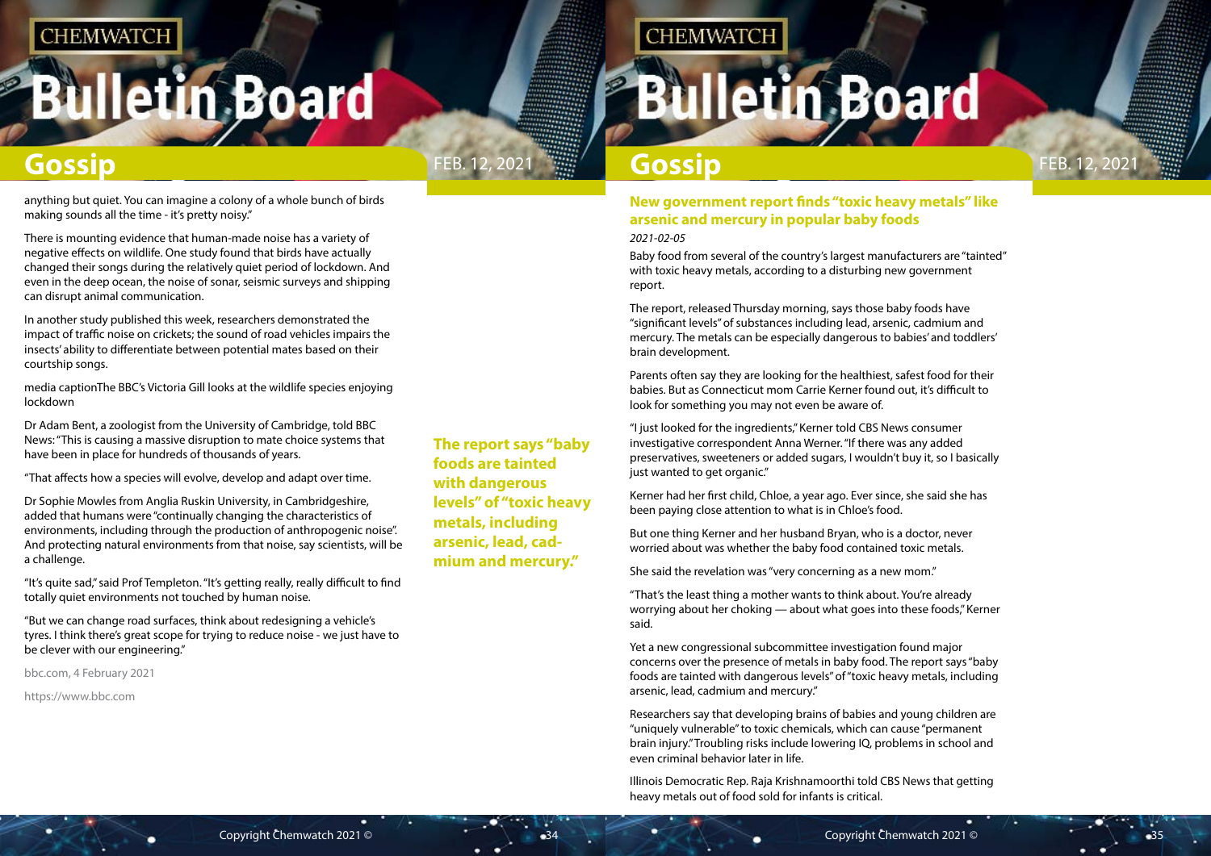anything but quiet. You can imagine a colony of a whole bunch of birds making sounds all the time - it's pretty noisy."

There is mounting evidence that human-made noise has a variety of negative effects on wildlife. One study found that birds have actually changed their songs during the relatively quiet period of lockdown. And even in the deep ocean, the noise of sonar, seismic surveys and shipping can disrupt animal communication.

In another study published this week, researchers demonstrated the impact of traffic noise on crickets; the sound of road vehicles impairs the insects' ability to differentiate between potential mates based on their courtship songs.

media captionThe BBC's Victoria Gill looks at the wildlife species enjoying lockdown

Dr Adam Bent, a zoologist from the University of Cambridge, told BBC News: "This is causing a massive disruption to mate choice systems that have been in place for hundreds of thousands of years.

"That affects how a species will evolve, develop and adapt over time.

Dr Sophie Mowles from Anglia Ruskin University, in Cambridgeshire, added that humans were "continually changing the characteristics of environments, including through the production of anthropogenic noise". And protecting natural environments from that noise, say scientists, will be a challenge.

"It's quite sad," said Prof Templeton. "It's getting really, really difficult to find totally quiet environments not touched by human noise.

"But we can change road surfaces, think about redesigning a vehicle's tyres. I think there's great scope for trying to reduce noise - we just have to be clever with our engineering."

bbc.com, 4 February 2021

https://www.bbc.com

## New government report finds "toxic heavy metals" like arsenic and mercury in popular baby foods

*2021-02-05*

Baby food from several of the country's largest manufacturers are "tainted" with toxic heavy metals, according to a disturbing new government report.

The report, released Thursday morning, says those baby foods have "significant levels" of substances including lead, arsenic, cadmium and mercury. The metals can be especially dangerous to babies' and toddlers' brain development.

Parents often say they are looking for the healthiest, safest food for their babies. But as Connecticut mom Carrie Kerner found out, it's difficult to look for something you may not even be aware of.

"I just looked for the ingredients," Kerner told CBS News consumer investigative correspondent Anna Werner. "If there was any added preservatives, sweeteners or added sugars, I wouldn't buy it, so I basically just wanted to get organic."

Kerner had her first child, Chloe, a year ago. Ever since, she said she has been paying close attention to what is in Chloe's food.

But one thing Kerner and her husband Bryan, who is a doctor, never worried about was whether the baby food contained toxic metals.

She said the revelation was "very concerning as a new mom."

"That's the least thing a mother wants to think about. You're already worrying about her choking — about what goes into these foods," Kerner said.

Yet a new congressional subcommittee investigation found major concerns over the presence of metals in baby food. The report says "baby foods are tainted with dangerous levels" of "toxic heavy metals, including arsenic, lead, cadmium and mercury."

**The report says "baby foods are tainted with dangerous levels" of "toxic heavy metals, including arsenic, lead, cadmium and mercury."**

Researchers say that developing brains of babies and young children are "uniquely vulnerable" to toxic chemicals, which can cause "permanent brain injury." Troubling risks include lowering IQ, problems in school and even criminal behavior later in life.

Illinois Democratic Rep. Raja Krishnamoorthi told CBS News that getting heavy metals out of food sold for infants is critical.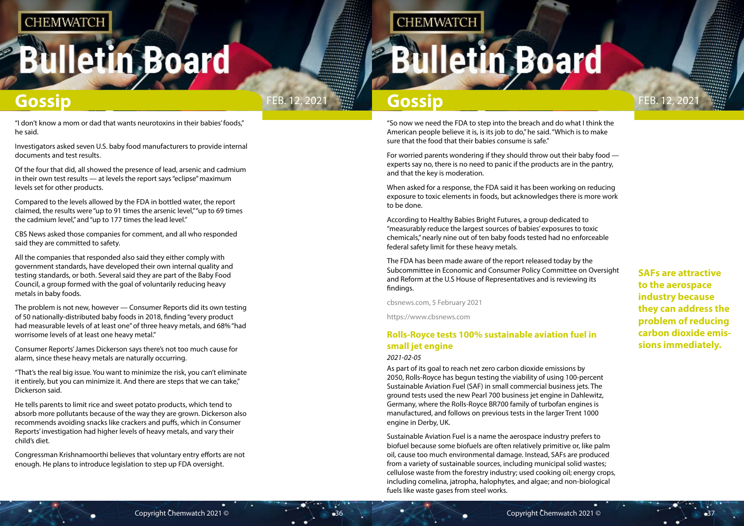"I don't know a mom or dad that wants neurotoxins in their babies' foods," he said.

Investigators asked seven U.S. baby food manufacturers to provide internal documents and test results.

Of the four that did, all showed the presence of lead, arsenic and cadmium in their own test results — at levels the report says "eclipse" maximum levels set for other products.

Compared to the levels allowed by the FDA in bottled water, the report claimed, the results were "up to 91 times the arsenic level," "up to 69 times the cadmium level," and "up to 177 times the lead level."

CBS News asked those companies for comment, and all who responded said they are committed to safety.

All the companies that responded also said they either comply with government standards, have developed their own internal quality and testing standards, or both. Several said they are part of the Baby Food Council, a group formed with the goal of voluntarily reducing heavy metals in baby foods.

The problem is not new, however — Consumer Reports did its own testing of 50 nationally-distributed baby foods in 2018, finding "every product had measurable levels of at least one" of three heavy metals, and 68% "had worrisome levels of at least one heavy metal."

Consumer Reports' James Dickerson says there's not too much cause for alarm, since these heavy metals are naturally occurring.

"That's the real big issue. You want to minimize the risk, you can't eliminate it entirely, but you can minimize it. And there are steps that we can take," Dickerson said.

He tells parents to limit rice and sweet potato products, which tend to absorb more pollutants because of the way they are grown. Dickerson also recommends avoiding snacks like crackers and puffs, which in Consumer Reports' investigation had higher levels of heavy metals, and vary their child's diet.

Congressman Krishnamoorthi believes that voluntary entry efforts are not enough. He plans to introduce legislation to step up FDA oversight.

"So now we need the FDA to step into the breach and do what I think the American people believe it is, is its job to do," he said. "Which is to make sure that the food that their babies consume is safe."

For worried parents wondering if they should throw out their baby food — experts say no, there is no need to panic if the products are in the pantry, and that the key is moderation.

When asked for a response, the FDA said it has been working on reducing exposure to toxic elements in foods, but acknowledges there is more work to be done.

According to Healthy Babies Bright Futures, a group dedicated to "measurably reduce the largest sources of babies' exposures to toxic chemicals," nearly nine out of ten baby foods tested had no enforceable federal safety limit for these heavy metals.

The FDA has been made aware of the report released today by the Subcommittee in Economic and Consumer Policy Committee on Oversight and Reform at the U.S House of Representatives and is reviewing its findings.

cbsnews.com, 5 February 2021

https://www.cbsnews.com

## Rolls-Royce tests 100% sustainable aviation fuel in small jet engine

*2021-02-05*

As part of its goal to reach net zero carbon dioxide emissions by 2050, Rolls-Royce has begun testing the viability of using 100-percent Sustainable Aviation Fuel (SAF) in small commercial business jets. The ground tests used the new Pearl 700 business jet engine in Dahlewitz, Germany, where the Rolls-Royce BR700 family of turbofan engines is manufactured, and follows on previous tests in the larger Trent 1000 engine in Derby, UK.

**SAFs are attractive to the aerospace industry because they can address the problem of reducing carbon dioxide emissions immediately.**

Sustainable Aviation Fuel is a name the aerospace industry prefers to biofuel because some biofuels are often relatively primitive or, like palm oil, cause too much environmental damage. Instead, SAFs are produced from a variety of sustainable sources, including municipal solid wastes; cellulose waste from the forestry industry; used cooking oil; energy crops, including comelina, jatropha, halophytes, and algae; and non-biological fuels like waste gases from steel works.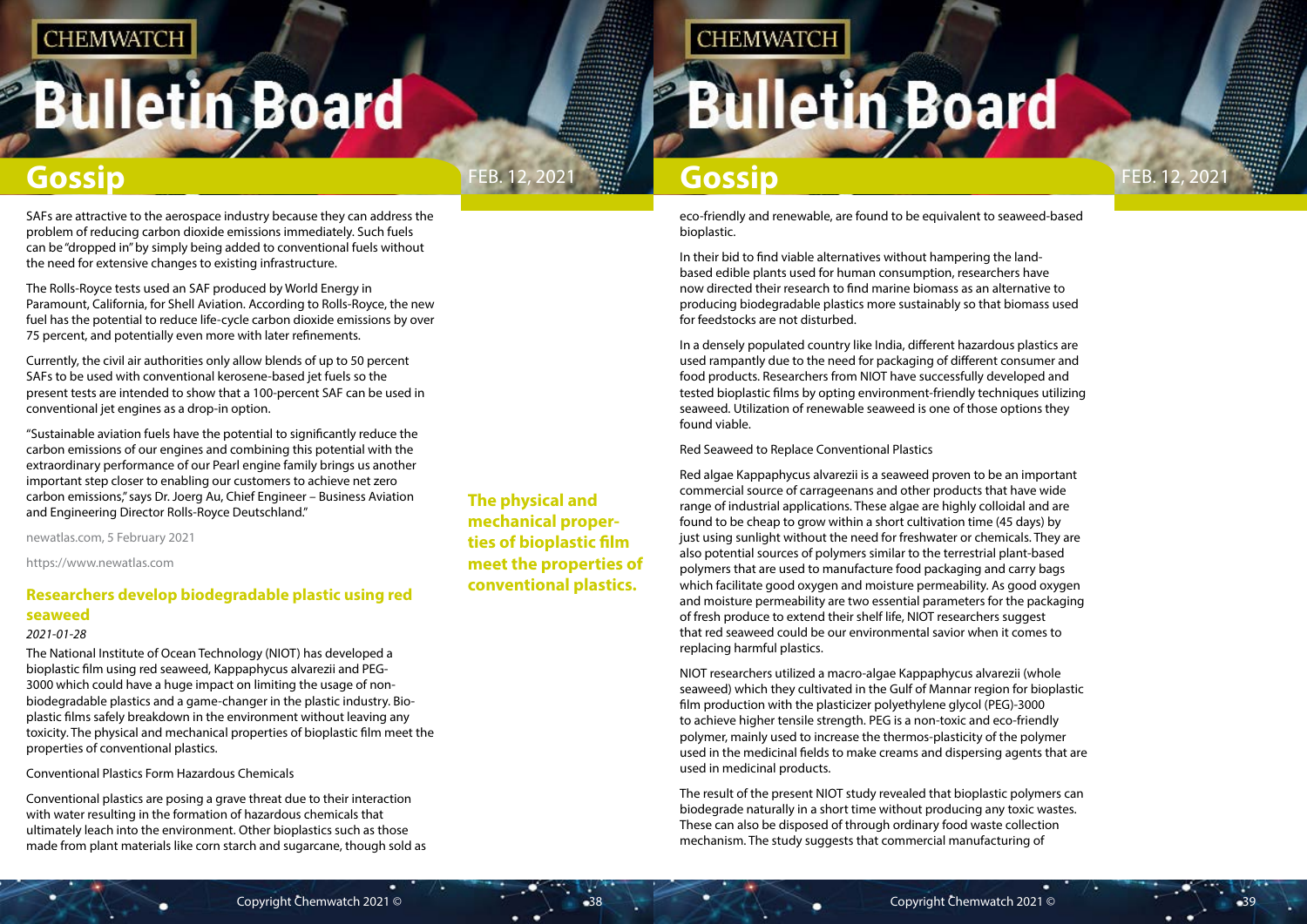SAFs are attractive to the aerospace industry because they can address the problem of reducing carbon dioxide emissions immediately. Such fuels can be "dropped in" by simply being added to conventional fuels without the need for extensive changes to existing infrastructure.

The Rolls-Royce tests used an SAF produced by World Energy in Paramount, California, for Shell Aviation. According to Rolls-Royce, the new fuel has the potential to reduce life-cycle carbon dioxide emissions by over 75 percent, and potentially even more with later refinements.

Currently, the civil air authorities only allow blends of up to 50 percent SAFs to be used with conventional kerosene-based jet fuels so the present tests are intended to show that a 100-percent SAF can be used in conventional jet engines as a drop-in option.

"Sustainable aviation fuels have the potential to significantly reduce the carbon emissions of our engines and combining this potential with the extraordinary performance of our Pearl engine family brings us another important step closer to enabling our customers to achieve net zero carbon emissions," says Dr. Joerg Au, Chief Engineer – Business Aviation and Engineering Director Rolls-Royce Deutschland."

newatlas.com, 5 February 2021

https://www.newatlas.com

### Researchers develop biodegradable plastic using red seaweed

*2021-01-28*

The National Institute of Ocean Technology (NIOT) has developed a bioplastic film using red seaweed, Kappaphycus alvarezii and PEG-3000 which could have a huge impact on limiting the usage of non-biodegradable plastics and a game-changer in the plastic industry. Bio-plastic films safely breakdown in the environment without leaving any toxicity. The physical and mechanical properties of bioplastic film meet the properties of conventional plastics.

**The physical and mechanical properties of bioplastic film meet the properties of conventional plastics.**

Conventional Plastics Form Hazardous Chemicals

Conventional plastics are posing a grave threat due to their interaction with water resulting in the formation of hazardous chemicals that ultimately leach into the environment. Other bioplastics such as those made from plant materials like corn starch and sugarcane, though sold as eco-friendly and renewable, are found to be equivalent to seaweed-based bioplastic.

In their bid to find viable alternatives without hampering the land-based edible plants used for human consumption, researchers have now directed their research to find marine biomass as an alternative to producing biodegradable plastics more sustainably so that biomass used for feedstocks are not disturbed.

In a densely populated country like India, different hazardous plastics are used rampantly due to the need for packaging of different consumer and food products. Researchers from NIOT have successfully developed and tested bioplastic films by opting environment-friendly techniques utilizing seaweed. Utilization of renewable seaweed is one of those options they found viable.

Red Seaweed to Replace Conventional Plastics

Red algae Kappaphycus alvarezii is a seaweed proven to be an important commercial source of carrageenans and other products that have wide range of industrial applications. These algae are highly colloidal and are found to be cheap to grow within a short cultivation time (45 days) by just using sunlight without the need for freshwater or chemicals. They are also potential sources of polymers similar to the terrestrial plant-based polymers that are used to manufacture food packaging and carry bags which facilitate good oxygen and moisture permeability. As good oxygen and moisture permeability are two essential parameters for the packaging of fresh produce to extend their shelf life, NIOT researchers suggest that red seaweed could be our environmental savior when it comes to replacing harmful plastics.

NIOT researchers utilized a macro-algae Kappaphycus alvarezii (whole seaweed) which they cultivated in the Gulf of Mannar region for bioplastic film production with the plasticizer polyethylene glycol (PEG)-3000 to achieve higher tensile strength. PEG is a non-toxic and eco-friendly polymer, mainly used to increase the thermos-plasticity of the polymer used in the medicinal fields to make creams and dispersing agents that are used in medicinal products.

The result of the present NIOT study revealed that bioplastic polymers can biodegrade naturally in a short time without producing any toxic wastes. These can also be disposed of through ordinary food waste collection mechanism. The study suggests that commercial manufacturing of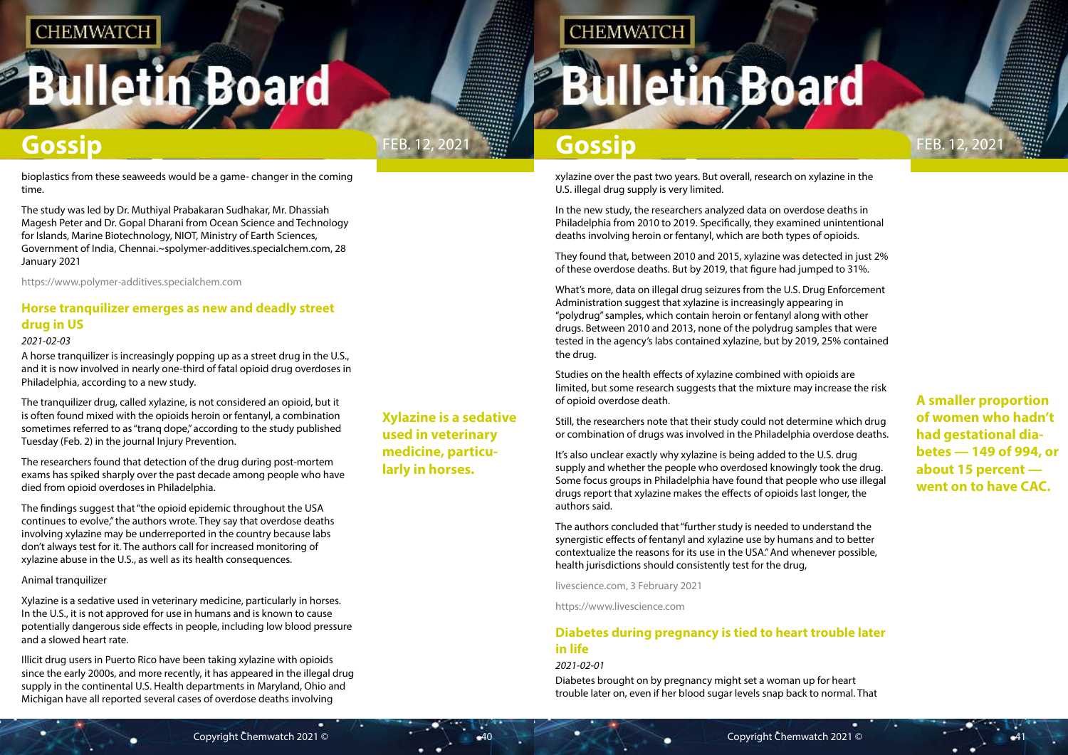bioplastics from these seaweeds would be a game- changer in the coming time.

The study was led by Dr. Muthiyal Prabakaran Sudhakar, Mr. Dhassiah Magesh Peter and Dr. Gopal Dharani from Ocean Science and Technology for Islands, Marine Biotechnology, NIOT, Ministry of Earth Sciences, Government of India, Chennai.~spolymer-additives.specialchem.com, 28 January 2021

https://www.polymer-additives.specialchem.com

## Horse tranquilizer emerges as new and deadly street drug in US

*2021-02-03*

A horse tranquilizer is increasingly popping up as a street drug in the U.S., and it is now involved in nearly one-third of fatal opioid drug overdoses in Philadelphia, according to a new study.

The tranquilizer drug, called xylazine, is not considered an opioid, but it is often found mixed with the opioids heroin or fentanyl, a combination sometimes referred to as "tranq dope," according to the study published Tuesday (Feb. 2) in the journal Injury Prevention.

The researchers found that detection of the drug during post-mortem exams has spiked sharply over the past decade among people who have died from opioid overdoses in Philadelphia.

The findings suggest that "the opioid epidemic throughout the USA continues to evolve," the authors wrote. They say that overdose deaths involving xylazine may be underreported in the country because labs don't always test for it. The authors call for increased monitoring of xylazine abuse in the U.S., as well as its health consequences.

Animal tranquilizer

Xylazine is a sedative used in veterinary medicine, particularly in horses. In the U.S., it is not approved for use in humans and is known to cause potentially dangerous side effects in people, including low blood pressure and a slowed heart rate.

Illicit drug users in Puerto Rico have been taking xylazine with opioids since the early 2000s, and more recently, it has appeared in the illegal drug supply in the continental U.S. Health departments in Maryland, Ohio and Michigan have all reported several cases of overdose deaths involving xylazine over the past two years. But overall, research on xylazine in the U.S. illegal drug supply is very limited.

**Xylazine is a sedative used in veterinary medicine, particularly in horses.**

In the new study, the researchers analyzed data on overdose deaths in Philadelphia from 2010 to 2019. Specifically, they examined unintentional deaths involving heroin or fentanyl, which are both types of opioids.

They found that, between 2010 and 2015, xylazine was detected in just 2% of these overdose deaths. But by 2019, that figure had jumped to 31%.

What's more, data on illegal drug seizures from the U.S. Drug Enforcement Administration suggest that xylazine is increasingly appearing in "polydrug" samples, which contain heroin or fentanyl along with other drugs. Between 2010 and 2013, none of the polydrug samples that were tested in the agency's labs contained xylazine, but by 2019, 25% contained the drug.

Studies on the health effects of xylazine combined with opioids are limited, but some research suggests that the mixture may increase the risk of opioid overdose death.

Still, the researchers note that their study could not determine which drug or combination of drugs was involved in the Philadelphia overdose deaths.

It's also unclear exactly why xylazine is being added to the U.S. drug supply and whether the people who overdosed knowingly took the drug. Some focus groups in Philadelphia have found that people who use illegal drugs report that xylazine makes the effects of opioids last longer, the authors said.

The authors concluded that "further study is needed to understand the synergistic effects of fentanyl and xylazine use by humans and to better contextualize the reasons for its use in the USA." And whenever possible, health jurisdictions should consistently test for the drug,

livescience.com, 3 February 2021

https://www.livescience.com

## Diabetes during pregnancy is tied to heart trouble later in life

*2021-02-01*

Diabetes brought on by pregnancy might set a woman up for heart trouble later on, even if her blood sugar levels snap back to normal. That

**A smaller proportion of women who hadn't had gestational diabetes — 149 of 994, or about 15 percent — went on to have CAC.**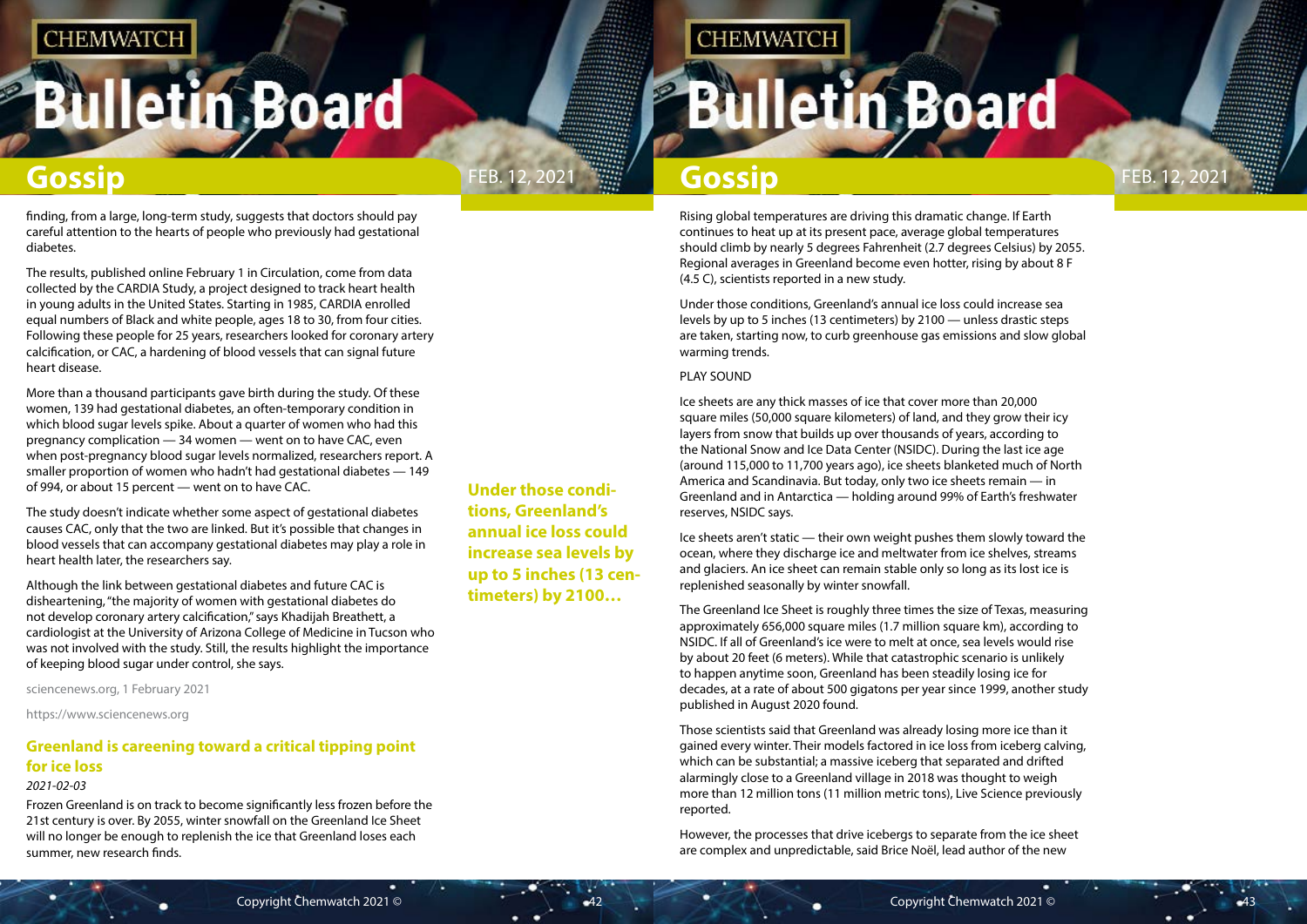finding, from a large, long-term study, suggests that doctors should pay careful attention to the hearts of people who previously had gestational diabetes.

The results, published online February 1 in Circulation, come from data collected by the CARDIA Study, a project designed to track heart health in young adults in the United States. Starting in 1985, CARDIA enrolled equal numbers of Black and white people, ages 18 to 30, from four cities. Following these people for 25 years, researchers looked for coronary artery calcification, or CAC, a hardening of blood vessels that can signal future heart disease.

More than a thousand participants gave birth during the study. Of these women, 139 had gestational diabetes, an often-temporary condition in which blood sugar levels spike. About a quarter of women who had this pregnancy complication — 34 women — went on to have CAC, even when post-pregnancy blood sugar levels normalized, researchers report. A smaller proportion of women who hadn't had gestational diabetes — 149 of 994, or about 15 percent — went on to have CAC.

The study doesn't indicate whether some aspect of gestational diabetes causes CAC, only that the two are linked. But it's possible that changes in blood vessels that can accompany gestational diabetes may play a role in heart health later, the researchers say.

Although the link between gestational diabetes and future CAC is disheartening, "the majority of women with gestational diabetes do not develop coronary artery calcification," says Khadijah Breathett, a cardiologist at the University of Arizona College of Medicine in Tucson who was not involved with the study. Still, the results highlight the importance of keeping blood sugar under control, she says.

sciencenews.org, 1 February 2021

https://www.sciencenews.org

## Greenland is careening toward a critical tipping point for ice loss

*2021-02-03*

Frozen Greenland is on track to become significantly less frozen before the 21st century is over. By 2055, winter snowfall on the Greenland Ice Sheet will no longer be enough to replenish the ice that Greenland loses each summer, new research finds.

Rising global temperatures are driving this dramatic change. If Earth continues to heat up at its present pace, average global temperatures should climb by nearly 5 degrees Fahrenheit (2.7 degrees Celsius) by 2055. Regional averages in Greenland become even hotter, rising by about 8 F (4.5 C), scientists reported in a new study.

Under those conditions, Greenland's annual ice loss could increase sea levels by up to 5 inches (13 centimeters) by 2100 — unless drastic steps are taken, starting now, to curb greenhouse gas emissions and slow global warming trends.

PLAY SOUND

Ice sheets are any thick masses of ice that cover more than 20,000 square miles (50,000 square kilometers) of land, and they grow their icy layers from snow that builds up over thousands of years, according to the National Snow and Ice Data Center (NSIDC). During the last ice age (around 115,000 to 11,700 years ago), ice sheets blanketed much of North America and Scandinavia. But today, only two ice sheets remain — in Greenland and in Antarctica — holding around 99% of Earth's freshwater reserves, NSIDC says.

Ice sheets aren't static — their own weight pushes them slowly toward the ocean, where they discharge ice and meltwater from ice shelves, streams and glaciers. An ice sheet can remain stable only so long as its lost ice is replenished seasonally by winter snowfall.

The Greenland Ice Sheet is roughly three times the size of Texas, measuring approximately 656,000 square miles (1.7 million square km), according to NSIDC. If all of Greenland's ice were to melt at once, sea levels would rise by about 20 feet (6 meters). While that catastrophic scenario is unlikely to happen anytime soon, Greenland has been steadily losing ice for decades, at a rate of about 500 gigatons per year since 1999, another study published in August 2020 found.

Those scientists said that Greenland was already losing more ice than it gained every winter. Their models factored in ice loss from iceberg calving, which can be substantial; a massive iceberg that separated and drifted alarmingly close to a Greenland village in 2018 was thought to weigh more than 12 million tons (11 million metric tons), Live Science previously reported.

However, the processes that drive icebergs to separate from the ice sheet are complex and unpredictable, said Brice Noël, lead author of the new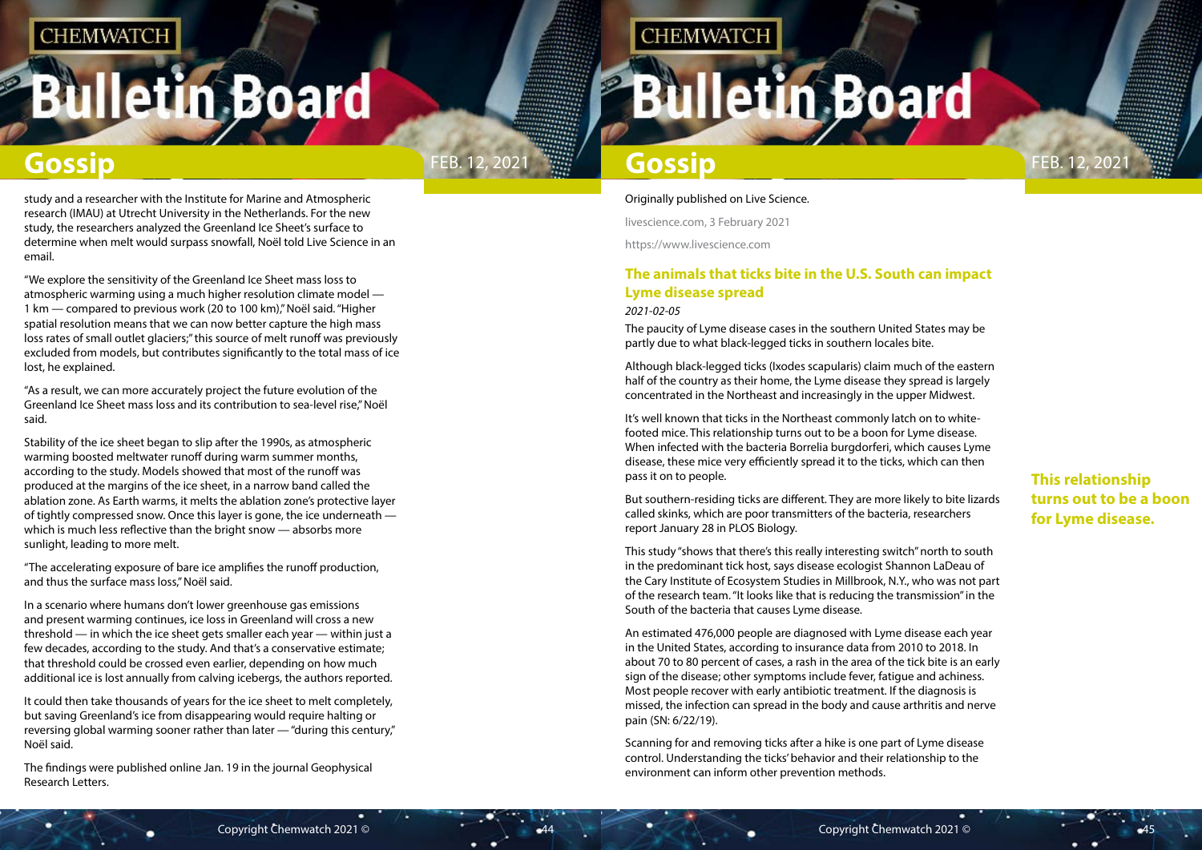study and a researcher with the Institute for Marine and Atmospheric research (IMAU) at Utrecht University in the Netherlands. For the new study, the researchers analyzed the Greenland Ice Sheet's surface to determine when melt would surpass snowfall, Noël told Live Science in an email.

"We explore the sensitivity of the Greenland Ice Sheet mass loss to atmospheric warming using a much higher resolution climate model — 1 km — compared to previous work (20 to 100 km)," Noël said. "Higher spatial resolution means that we can now better capture the high mass loss rates of small outlet glaciers;" this source of melt runoff was previously excluded from models, but contributes significantly to the total mass of ice lost, he explained.

"As a result, we can more accurately project the future evolution of the Greenland Ice Sheet mass loss and its contribution to sea-level rise," Noël said.

Stability of the ice sheet began to slip after the 1990s, as atmospheric warming boosted meltwater runoff during warm summer months, according to the study. Models showed that most of the runoff was produced at the margins of the ice sheet, in a narrow band called the ablation zone. As Earth warms, it melts the ablation zone's protective layer of tightly compressed snow. Once this layer is gone, the ice underneath — which is much less reflective than the bright snow — absorbs more sunlight, leading to more melt.

"The accelerating exposure of bare ice amplifies the runoff production, and thus the surface mass loss," Noël said.

In a scenario where humans don't lower greenhouse gas emissions and present warming continues, ice loss in Greenland will cross a new threshold — in which the ice sheet gets smaller each year — within just a few decades, according to the study. And that's a conservative estimate; that threshold could be crossed even earlier, depending on how much additional ice is lost annually from calving icebergs, the authors reported.

It could then take thousands of years for the ice sheet to melt completely, but saving Greenland's ice from disappearing would require halting or reversing global warming sooner rather than later — "during this century," Noël said.

The findings were published online Jan. 19 in the journal Geophysical Research Letters.

Originally published on Live Science.

livescience.com, 3 February 2021

https://www.livescience.com

## The animals that ticks bite in the U.S. South can impact Lyme disease spread

*2021-02-05*

The paucity of Lyme disease cases in the southern United States may be partly due to what black-legged ticks in southern locales bite.

Although black-legged ticks (Ixodes scapularis) claim much of the eastern half of the country as their home, the Lyme disease they spread is largely concentrated in the Northeast and increasingly in the upper Midwest.

It's well known that ticks in the Northeast commonly latch on to white-footed mice. This relationship turns out to be a boon for Lyme disease. When infected with the bacteria Borrelia burgdorferi, which causes Lyme disease, these mice very efficiently spread it to the ticks, which can then pass it on to people.

**This relationship turns out to be a boon for Lyme disease.**

But southern-residing ticks are different. They are more likely to bite lizards called skinks, which are poor transmitters of the bacteria, researchers report January 28 in PLOS Biology.

This study "shows that there's this really interesting switch" north to south in the predominant tick host, says disease ecologist Shannon LaDeau of the Cary Institute of Ecosystem Studies in Millbrook, N.Y., who was not part of the research team. "It looks like that is reducing the transmission" in the South of the bacteria that causes Lyme disease.

An estimated 476,000 people are diagnosed with Lyme disease each year in the United States, according to insurance data from 2010 to 2018. In about 70 to 80 percent of cases, a rash in the area of the tick bite is an early sign of the disease; other symptoms include fever, fatigue and achiness. Most people recover with early antibiotic treatment. If the diagnosis is missed, the infection can spread in the body and cause arthritis and nerve pain (SN: 6/22/19).

Scanning for and removing ticks after a hike is one part of Lyme disease control. Understanding the ticks' behavior and their relationship to the environment can inform other prevention methods.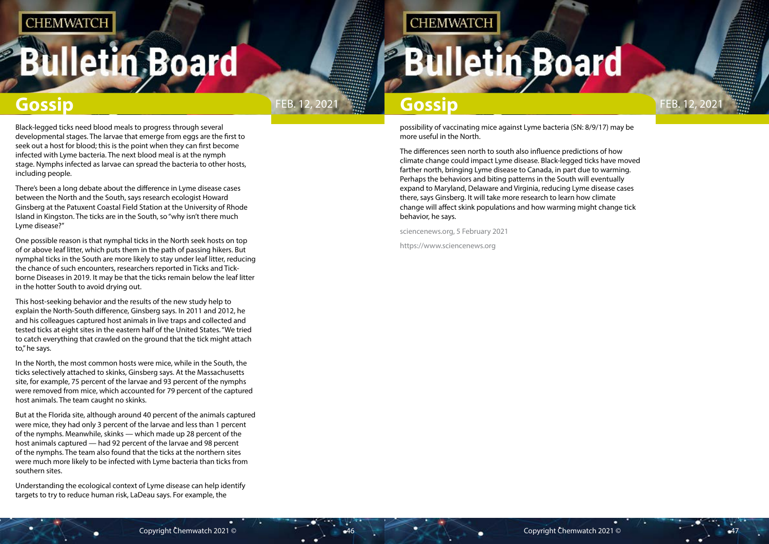Black-legged ticks need blood meals to progress through several developmental stages. The larvae that emerge from eggs are the first to seek out a host for blood; this is the point when they can first become infected with Lyme bacteria. The next blood meal is at the nymph stage. Nymphs infected as larvae can spread the bacteria to other hosts, including people.

There's been a long debate about the difference in Lyme disease cases between the North and the South, says research ecologist Howard Ginsberg at the Patuxent Coastal Field Station at the University of Rhode Island in Kingston. The ticks are in the South, so "why isn't there much Lyme disease?"

One possible reason is that nymphal ticks in the North seek hosts on top of or above leaf litter, which puts them in the path of passing hikers. But nymphal ticks in the South are more likely to stay under leaf litter, reducing the chance of such encounters, researchers reported in Ticks and Tick-borne Diseases in 2019. It may be that the ticks remain below the leaf litter in the hotter South to avoid drying out.

This host-seeking behavior and the results of the new study help to explain the North-South difference, Ginsberg says. In 2011 and 2012, he and his colleagues captured host animals in live traps and collected and tested ticks at eight sites in the eastern half of the United States. "We tried to catch everything that crawled on the ground that the tick might attach to," he says.

In the North, the most common hosts were mice, while in the South, the ticks selectively attached to skinks, Ginsberg says. At the Massachusetts site, for example, 75 percent of the larvae and 93 percent of the nymphs were removed from mice, which accounted for 79 percent of the captured host animals. The team caught no skinks.

But at the Florida site, although around 40 percent of the animals captured were mice, they had only 3 percent of the larvae and less than 1 percent of the nymphs. Meanwhile, skinks — which made up 28 percent of the host animals captured — had 92 percent of the larvae and 98 percent of the nymphs. The team also found that the ticks at the northern sites were much more likely to be infected with Lyme bacteria than ticks from southern sites.

Understanding the ecological context of Lyme disease can help identify targets to try to reduce human risk, LaDeau says. For example, the possibility of vaccinating mice against Lyme bacteria (SN: 8/9/17) may be more useful in the North.

The differences seen north to south also influence predictions of how climate change could impact Lyme disease. Black-legged ticks have moved farther north, bringing Lyme disease to Canada, in part due to warming. Perhaps the behaviors and biting patterns in the South will eventually expand to Maryland, Delaware and Virginia, reducing Lyme disease cases there, says Ginsberg. It will take more research to learn how climate change will affect skink populations and how warming might change tick behavior, he says.

sciencenews.org, 5 February 2021

https://www.sciencenews.org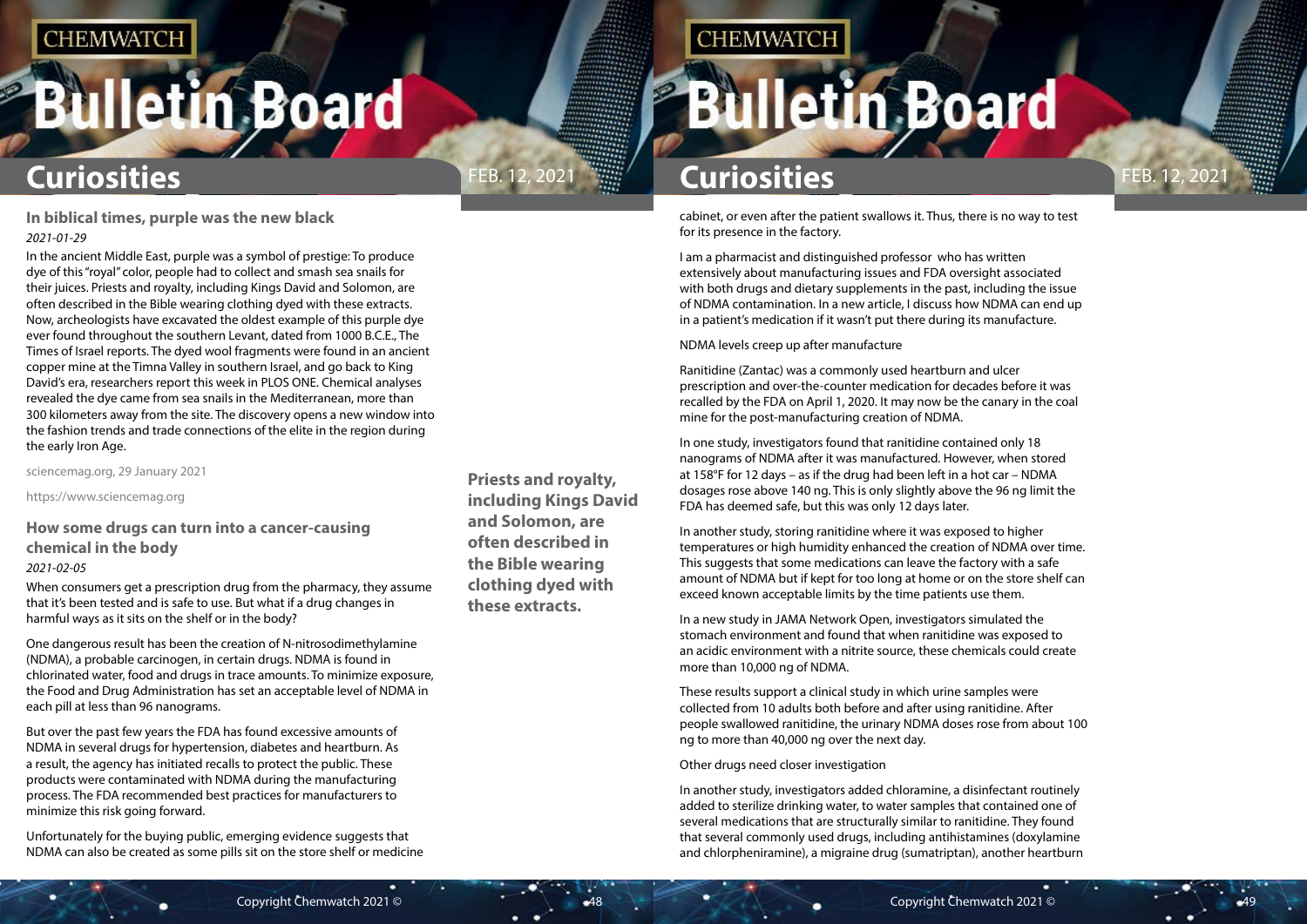## In biblical times, purple was the new black

*2021-01-29*

In the ancient Middle East, purple was a symbol of prestige: To produce dye of this "royal" color, people had to collect and smash sea snails for their juices. Priests and royalty, including Kings David and Solomon, are often described in the Bible wearing clothing dyed with these extracts. Now, archeologists have excavated the oldest example of this purple dye ever found throughout the southern Levant, dated from 1000 B.C.E., The Times of Israel reports. The dyed wool fragments were found in an ancient copper mine at the Timna Valley in southern Israel, and go back to King David's era, researchers report this week in PLOS ONE. Chemical analyses revealed the dye came from sea snails in the Mediterranean, more than 300 kilometers away from the site. The discovery opens a new window into the fashion trends and trade connections of the elite in the region during the early Iron Age.

sciencemag.org, 29 January 2021

https://www.sciencemag.org

**Priests and royalty, including Kings David and Solomon, are often described in the Bible wearing clothing dyed with these extracts.**

## How some drugs can turn into a cancer-causing chemical in the body

*2021-02-05*

When consumers get a prescription drug from the pharmacy, they assume that it's been tested and is safe to use. But what if a drug changes in harmful ways as it sits on the shelf or in the body?

One dangerous result has been the creation of N-nitrosodimethylamine (NDMA), a probable carcinogen, in certain drugs. NDMA is found in chlorinated water, food and drugs in trace amounts. To minimize exposure, the Food and Drug Administration has set an acceptable level of NDMA in each pill at less than 96 nanograms.

But over the past few years the FDA has found excessive amounts of NDMA in several drugs for hypertension, diabetes and heartburn. As a result, the agency has initiated recalls to protect the public. These products were contaminated with NDMA during the manufacturing process. The FDA recommended best practices for manufacturers to minimize this risk going forward.

Unfortunately for the buying public, emerging evidence suggests that NDMA can also be created as some pills sit on the store shelf or medicine cabinet, or even after the patient swallows it. Thus, there is no way to test for its presence in the factory.

I am a pharmacist and distinguished professor who has written extensively about manufacturing issues and FDA oversight associated with both drugs and dietary supplements in the past, including the issue of NDMA contamination. In a new article, I discuss how NDMA can end up in a patient's medication if it wasn't put there during its manufacture.

NDMA levels creep up after manufacture

Ranitidine (Zantac) was a commonly used heartburn and ulcer prescription and over-the-counter medication for decades before it was recalled by the FDA on April 1, 2020. It may now be the canary in the coal mine for the post-manufacturing creation of NDMA.

In one study, investigators found that ranitidine contained only 18 nanograms of NDMA after it was manufactured. However, when stored at 158°F for 12 days – as if the drug had been left in a hot car – NDMA dosages rose above 140 ng. This is only slightly above the 96 ng limit the FDA has deemed safe, but this was only 12 days later.

In another study, storing ranitidine where it was exposed to higher temperatures or high humidity enhanced the creation of NDMA over time. This suggests that some medications can leave the factory with a safe amount of NDMA but if kept for too long at home or on the store shelf can exceed known acceptable limits by the time patients use them.

In a new study in JAMA Network Open, investigators simulated the stomach environment and found that when ranitidine was exposed to an acidic environment with a nitrite source, these chemicals could create more than 10,000 ng of NDMA.

These results support a clinical study in which urine samples were collected from 10 adults both before and after using ranitidine. After people swallowed ranitidine, the urinary NDMA doses rose from about 100 ng to more than 40,000 ng over the next day.

Other drugs need closer investigation

In another study, investigators added chloramine, a disinfectant routinely added to sterilize drinking water, to water samples that contained one of several medications that are structurally similar to ranitidine. They found that several commonly used drugs, including antihistamines (doxylamine and chlorpheniramine), a migraine drug (sumatriptan), another heartburn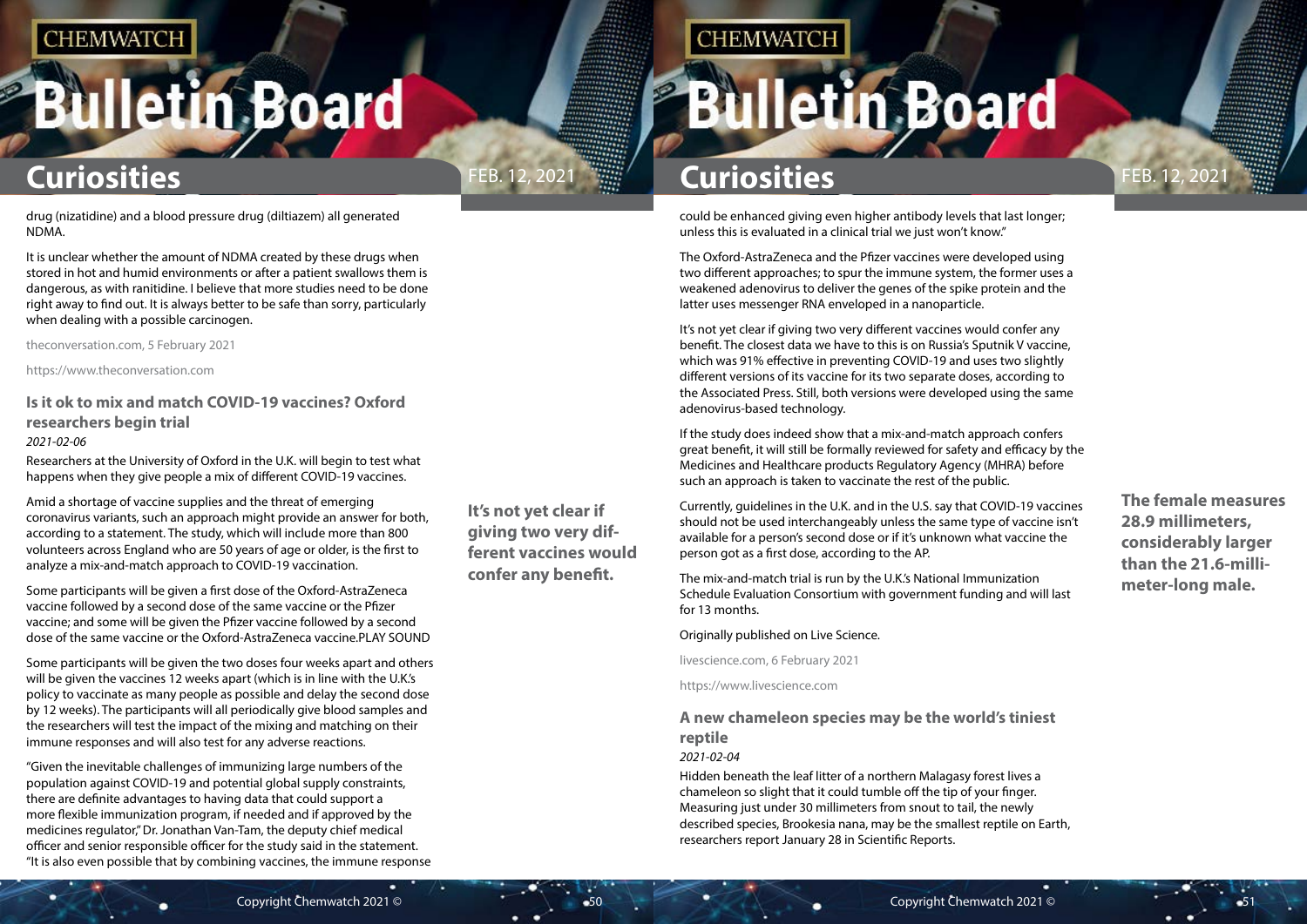drug (nizatidine) and a blood pressure drug (diltiazem) all generated NDMA.

It is unclear whether the amount of NDMA created by these drugs when stored in hot and humid environments or after a patient swallows them is dangerous, as with ranitidine. I believe that more studies need to be done right away to find out. It is always better to be safe than sorry, particularly when dealing with a possible carcinogen.

theconversation.com, 5 February 2021

https://www.theconversation.com

### Is it ok to mix and match COVID-19 vaccines? Oxford researchers begin trial

*2021-02-06*

Researchers at the University of Oxford in the U.K. will begin to test what happens when they give people a mix of different COVID-19 vaccines.

Amid a shortage of vaccine supplies and the threat of emerging coronavirus variants, such an approach might provide an answer for both, according to a statement. The study, which will include more than 800 volunteers across England who are 50 years of age or older, is the first to analyze a mix-and-match approach to COVID-19 vaccination.

Some participants will be given a first dose of the Oxford-AstraZeneca vaccine followed by a second dose of the same vaccine or the Pfizer vaccine; and some will be given the Pfizer vaccine followed by a second dose of the same vaccine or the Oxford-AstraZeneca vaccine.PLAY SOUND

Some participants will be given the two doses four weeks apart and others will be given the vaccines 12 weeks apart (which is in line with the U.K.'s policy to vaccinate as many people as possible and delay the second dose by 12 weeks). The participants will all periodically give blood samples and the researchers will test the impact of the mixing and matching on their immune responses and will also test for any adverse reactions.

"Given the inevitable challenges of immunizing large numbers of the population against COVID-19 and potential global supply constraints, there are definite advantages to having data that could support a more flexible immunization program, if needed and if approved by the medicines regulator," Dr. Jonathan Van-Tam, the deputy chief medical officer and senior responsible officer for the study said in the statement. "It is also even possible that by combining vaccines, the immune response could be enhanced giving even higher antibody levels that last longer; unless this is evaluated in a clinical trial we just won't know."

**It's not yet clear if giving two very different vaccines would confer any benefit.**

The Oxford-AstraZeneca and the Pfizer vaccines were developed using two different approaches; to spur the immune system, the former uses a weakened adenovirus to deliver the genes of the spike protein and the latter uses messenger RNA enveloped in a nanoparticle.

It's not yet clear if giving two very different vaccines would confer any benefit. The closest data we have to this is on Russia's Sputnik V vaccine, which was 91% effective in preventing COVID-19 and uses two slightly different versions of its vaccine for its two separate doses, according to the Associated Press. Still, both versions were developed using the same adenovirus-based technology.

If the study does indeed show that a mix-and-match approach confers great benefit, it will still be formally reviewed for safety and efficacy by the Medicines and Healthcare products Regulatory Agency (MHRA) before such an approach is taken to vaccinate the rest of the public.

Currently, guidelines in the U.K. and in the U.S. say that COVID-19 vaccines should not be used interchangeably unless the same type of vaccine isn't available for a person's second dose or if it's unknown what vaccine the person got as a first dose, according to the AP.

The mix-and-match trial is run by the U.K.'s National Immunization Schedule Evaluation Consortium with government funding and will last for 13 months.

Originally published on Live Science.

livescience.com, 6 February 2021

https://www.livescience.com

### A new chameleon species may be the world's tiniest reptile

*2021-02-04*

Hidden beneath the leaf litter of a northern Malagasy forest lives a chameleon so slight that it could tumble off the tip of your finger. Measuring just under 30 millimeters from snout to tail, the newly described species, Brookesia nana, may be the smallest reptile on Earth, researchers report January 28 in Scientific Reports.

**The female measures 28.9 millimeters, considerably larger than the 21.6-millimeter-long male.**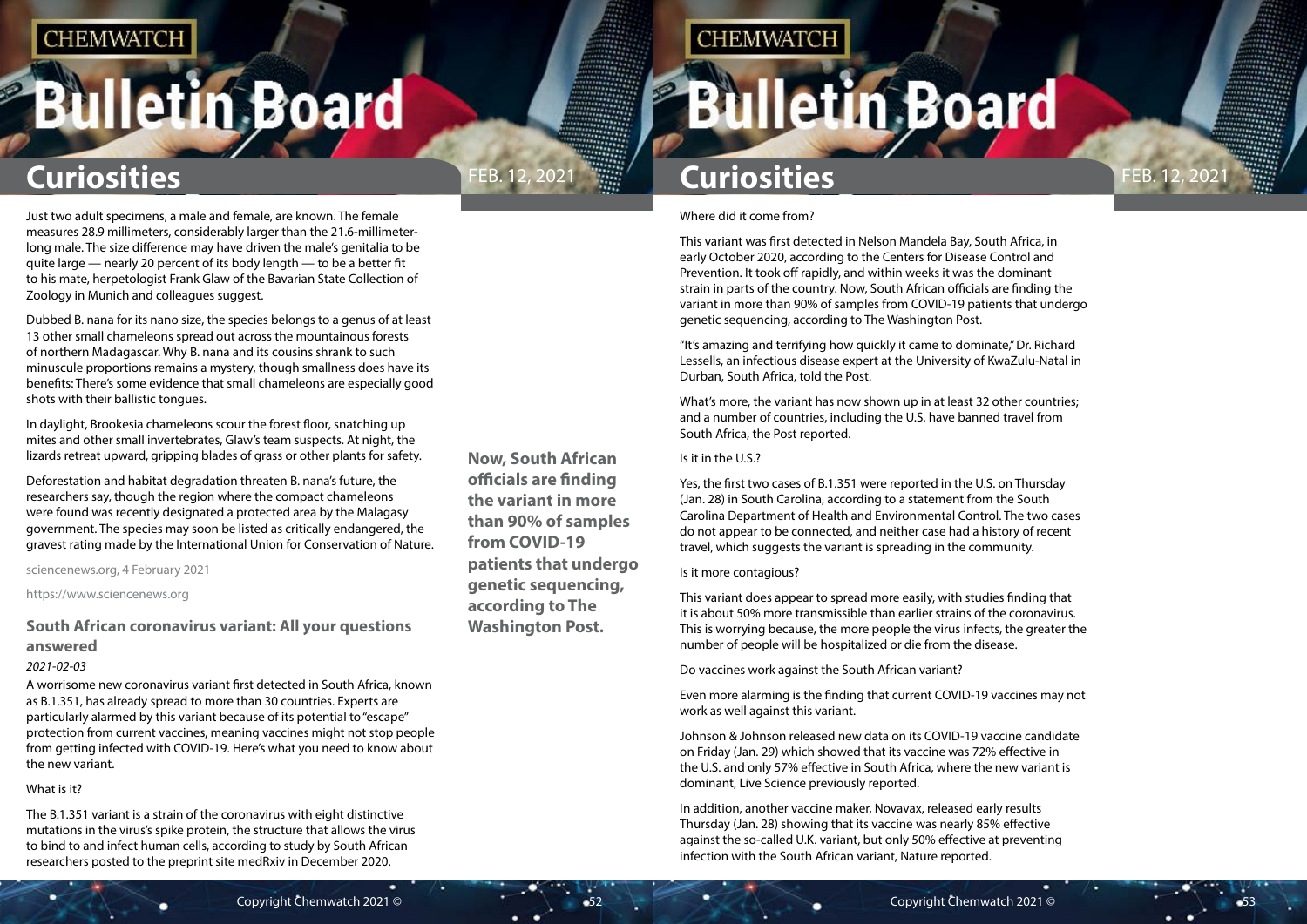Just two adult specimens, a male and female, are known. The female measures 28.9 millimeters, considerably larger than the 21.6-millimeter-long male. The size difference may have driven the male's genitalia to be quite large — nearly 20 percent of its body length — to be a better fit to his mate, herpetologist Frank Glaw of the Bavarian State Collection of Zoology in Munich and colleagues suggest.

Dubbed B. nana for its nano size, the species belongs to a genus of at least 13 other small chameleons spread out across the mountainous forests of northern Madagascar. Why B. nana and its cousins shrank to such minuscule proportions remains a mystery, though smallness does have its benefits: There's some evidence that small chameleons are especially good shots with their ballistic tongues.

In daylight, Brookesia chameleons scour the forest floor, snatching up mites and other small invertebrates, Glaw's team suspects. At night, the lizards retreat upward, gripping blades of grass or other plants for safety.

Deforestation and habitat degradation threaten B. nana's future, the researchers say, though the region where the compact chameleons were found was recently designated a protected area by the Malagasy government. The species may soon be listed as critically endangered, the gravest rating made by the International Union for Conservation of Nature.

sciencenews.org, 4 February 2021

https://www.sciencenews.org

### South African coronavirus variant: All your questions answered

*2021-02-03*

A worrisome new coronavirus variant first detected in South Africa, known as B.1.351, has already spread to more than 30 countries. Experts are particularly alarmed by this variant because of its potential to "escape" protection from current vaccines, meaning vaccines might not stop people from getting infected with COVID-19. Here's what you need to know about the new variant.

What is it?

The B.1.351 variant is a strain of the coronavirus with eight distinctive mutations in the virus's spike protein, the structure that allows the virus to bind to and infect human cells, according to study by South African researchers posted to the preprint site medRxiv in December 2020.

**Now, South African officials are finding the variant in more than 90% of samples from COVID-19 patients that undergo genetic sequencing, according to The Washington Post.**

Where did it come from?

This variant was first detected in Nelson Mandela Bay, South Africa, in early October 2020, according to the Centers for Disease Control and Prevention. It took off rapidly, and within weeks it was the dominant strain in parts of the country. Now, South African officials are finding the variant in more than 90% of samples from COVID-19 patients that undergo genetic sequencing, according to The Washington Post.

"It's amazing and terrifying how quickly it came to dominate," Dr. Richard Lessells, an infectious disease expert at the University of KwaZulu-Natal in Durban, South Africa, told the Post.

What's more, the variant has now shown up in at least 32 other countries; and a number of countries, including the U.S. have banned travel from South Africa, the Post reported.

Is it in the U.S.?

Yes, the first two cases of B.1.351 were reported in the U.S. on Thursday (Jan. 28) in South Carolina, according to a statement from the South Carolina Department of Health and Environmental Control. The two cases do not appear to be connected, and neither case had a history of recent travel, which suggests the variant is spreading in the community.

Is it more contagious?

This variant does appear to spread more easily, with studies finding that it is about 50% more transmissible than earlier strains of the coronavirus. This is worrying because, the more people the virus infects, the greater the number of people will be hospitalized or die from the disease.

Do vaccines work against the South African variant?

Even more alarming is the finding that current COVID-19 vaccines may not work as well against this variant.

Johnson & Johnson released new data on its COVID-19 vaccine candidate on Friday (Jan. 29) which showed that its vaccine was 72% effective in the U.S. and only 57% effective in South Africa, where the new variant is dominant, Live Science previously reported.

In addition, another vaccine maker, Novavax, released early results Thursday (Jan. 28) showing that its vaccine was nearly 85% effective against the so-called U.K. variant, but only 50% effective at preventing infection with the South African variant, Nature reported.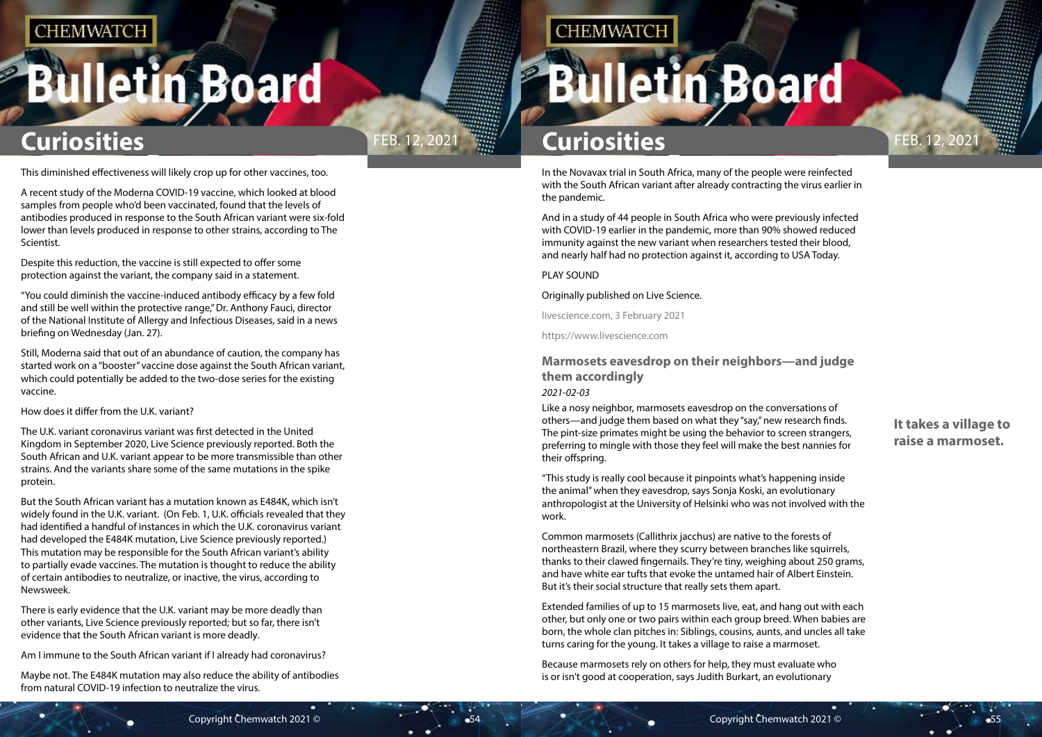This diminished effectiveness will likely crop up for other vaccines, too.

A recent study of the Moderna COVID-19 vaccine, which looked at blood samples from people who'd been vaccinated, found that the levels of antibodies produced in response to the South African variant were six-fold lower than levels produced in response to other strains, according to The Scientist.

Despite this reduction, the vaccine is still expected to offer some protection against the variant, the company said in a statement.

"You could diminish the vaccine-induced antibody efficacy by a few fold and still be well within the protective range," Dr. Anthony Fauci, director of the National Institute of Allergy and Infectious Diseases, said in a news briefing on Wednesday (Jan. 27).

Still, Moderna said that out of an abundance of caution, the company has started work on a "booster" vaccine dose against the South African variant, which could potentially be added to the two-dose series for the existing vaccine.

How does it differ from the U.K. variant?

The U.K. variant coronavirus variant was first detected in the United Kingdom in September 2020, Live Science previously reported. Both the South African and U.K. variant appear to be more transmissible than other strains. And the variants share some of the same mutations in the spike protein.

But the South African variant has a mutation known as E484K, which isn't widely found in the U.K. variant. (On Feb. 1, U.K. officials revealed that they had identified a handful of instances in which the U.K. coronavirus variant had developed the E484K mutation, Live Science previously reported.) This mutation may be responsible for the South African variant's ability to partially evade vaccines. The mutation is thought to reduce the ability of certain antibodies to neutralize, or inactive, the virus, according to Newsweek.

There is early evidence that the U.K. variant may be more deadly than other variants, Live Science previously reported; but so far, there isn't evidence that the South African variant is more deadly.

Am I immune to the South African variant if I already had coronavirus?

Maybe not. The E484K mutation may also reduce the ability of antibodies from natural COVID-19 infection to neutralize the virus.

In the Novavax trial in South Africa, many of the people were reinfected with the South African variant after already contracting the virus earlier in the pandemic.

And in a study of 44 people in South Africa who were previously infected with COVID-19 earlier in the pandemic, more than 90% showed reduced immunity against the new variant when researchers tested their blood, and nearly half had no protection against it, according to USA Today.

PLAY SOUND

Originally published on Live Science.

livescience.com, 3 February 2021

https://www.livescience.com

## Marmosets eavesdrop on their neighbors—and judge them accordingly

*2021-02-03*

Like a nosy neighbor, marmosets eavesdrop on the conversations of others—and judge them based on what they "say," new research finds. The pint-size primates might be using the behavior to screen strangers, preferring to mingle with those they feel will make the best nannies for their offspring.

"This study is really cool because it pinpoints what's happening inside the animal" when they eavesdrop, says Sonja Koski, an evolutionary anthropologist at the University of Helsinki who was not involved with the work.

Common marmosets (Callithrix jacchus) are native to the forests of northeastern Brazil, where they scurry between branches like squirrels, thanks to their clawed fingernails. They're tiny, weighing about 250 grams, and have white ear tufts that evoke the untamed hair of Albert Einstein. But it's their social structure that really sets them apart.

Extended families of up to 15 marmosets live, eat, and hang out with each other, but only one or two pairs within each group breed. When babies are born, the whole clan pitches in: Siblings, cousins, aunts, and uncles all take turns caring for the young. It takes a village to raise a marmoset.

**It takes a village to raise a marmoset.**

Because marmosets rely on others for help, they must evaluate who is or isn't good at cooperation, says Judith Burkart, an evolutionary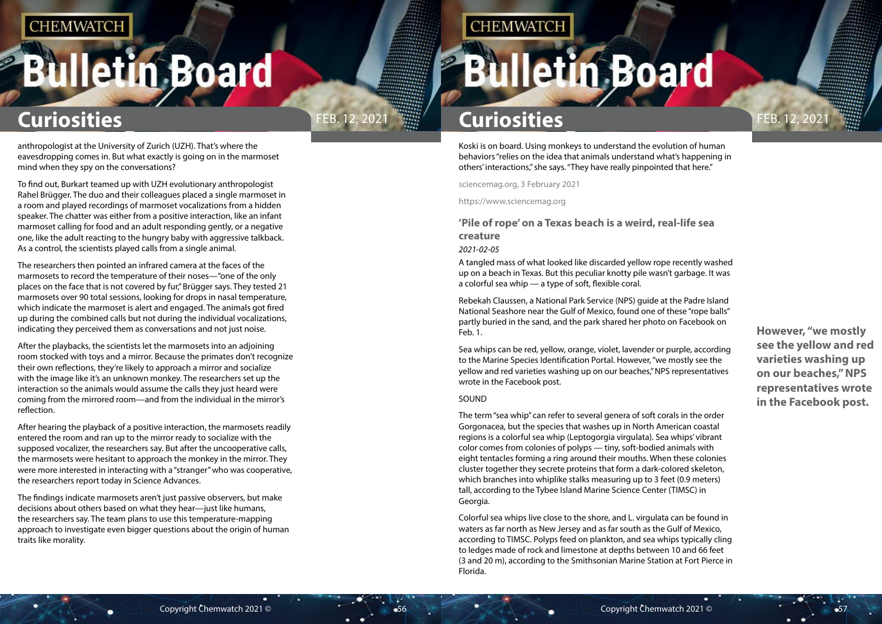anthropologist at the University of Zurich (UZH). That's where the eavesdropping comes in. But what exactly is going on in the marmoset mind when they spy on the conversations?

To find out, Burkart teamed up with UZH evolutionary anthropologist Rahel Brügger. The duo and their colleagues placed a single marmoset in a room and played recordings of marmoset vocalizations from a hidden speaker. The chatter was either from a positive interaction, like an infant marmoset calling for food and an adult responding gently, or a negative one, like the adult reacting to the hungry baby with aggressive talkback. As a control, the scientists played calls from a single animal.

The researchers then pointed an infrared camera at the faces of the marmosets to record the temperature of their noses—"one of the only places on the face that is not covered by fur," Brügger says. They tested 21 marmosets over 90 total sessions, looking for drops in nasal temperature, which indicate the marmoset is alert and engaged. The animals got fired up during the combined calls but not during the individual vocalizations, indicating they perceived them as conversations and not just noise.

After the playbacks, the scientists let the marmosets into an adjoining room stocked with toys and a mirror. Because the primates don't recognize their own reflections, they're likely to approach a mirror and socialize with the image like it's an unknown monkey. The researchers set up the interaction so the animals would assume the calls they just heard were coming from the mirrored room—and from the individual in the mirror's reflection.

After hearing the playback of a positive interaction, the marmosets readily entered the room and ran up to the mirror ready to socialize with the supposed vocalizer, the researchers say. But after the uncooperative calls, the marmosets were hesitant to approach the monkey in the mirror. They were more interested in interacting with a "stranger" who was cooperative, the researchers report today in Science Advances.

The findings indicate marmosets aren't just passive observers, but make decisions about others based on what they hear—just like humans, the researchers say. The team plans to use this temperature-mapping approach to investigate even bigger questions about the origin of human traits like morality.

Koski is on board. Using monkeys to understand the evolution of human behaviors "relies on the idea that animals understand what's happening in others' interactions," she says. "They have really pinpointed that here."

sciencemag.org, 3 February 2021

https://www.sciencemag.org

## 'Pile of rope' on a Texas beach is a weird, real-life sea creature

*2021-02-05*

A tangled mass of what looked like discarded yellow rope recently washed up on a beach in Texas. But this peculiar knotty pile wasn't garbage. It was a colorful sea whip — a type of soft, flexible coral.

Rebekah Claussen, a National Park Service (NPS) guide at the Padre Island National Seashore near the Gulf of Mexico, found one of these "rope balls" partly buried in the sand, and the park shared her photo on Facebook on Feb. 1.

Sea whips can be red, yellow, orange, violet, lavender or purple, according to the Marine Species Identification Portal. However, "we mostly see the yellow and red varieties washing up on our beaches," NPS representatives wrote in the Facebook post.

SOUND

The term "sea whip" can refer to several genera of soft corals in the order Gorgonacea, but the species that washes up in North American coastal regions is a colorful sea whip (Leptogorgia virgulata). Sea whips' vibrant color comes from colonies of polyps — tiny, soft-bodied animals with eight tentacles forming a ring around their mouths. When these colonies cluster together they secrete proteins that form a dark-colored skeleton, which branches into whiplike stalks measuring up to 3 feet (0.9 meters) tall, according to the Tybee Island Marine Science Center (TIMSC) in Georgia.

Colorful sea whips live close to the shore, and L. virgulata can be found in waters as far north as New Jersey and as far south as the Gulf of Mexico, according to TIMSC. Polyps feed on plankton, and sea whips typically cling to ledges made of rock and limestone at depths between 10 and 66 feet (3 and 20 m), according to the Smithsonian Marine Station at Fort Pierce in Florida.

**However, "we mostly see the yellow and red varieties washing up on our beaches," NPS representatives wrote in the Facebook post.**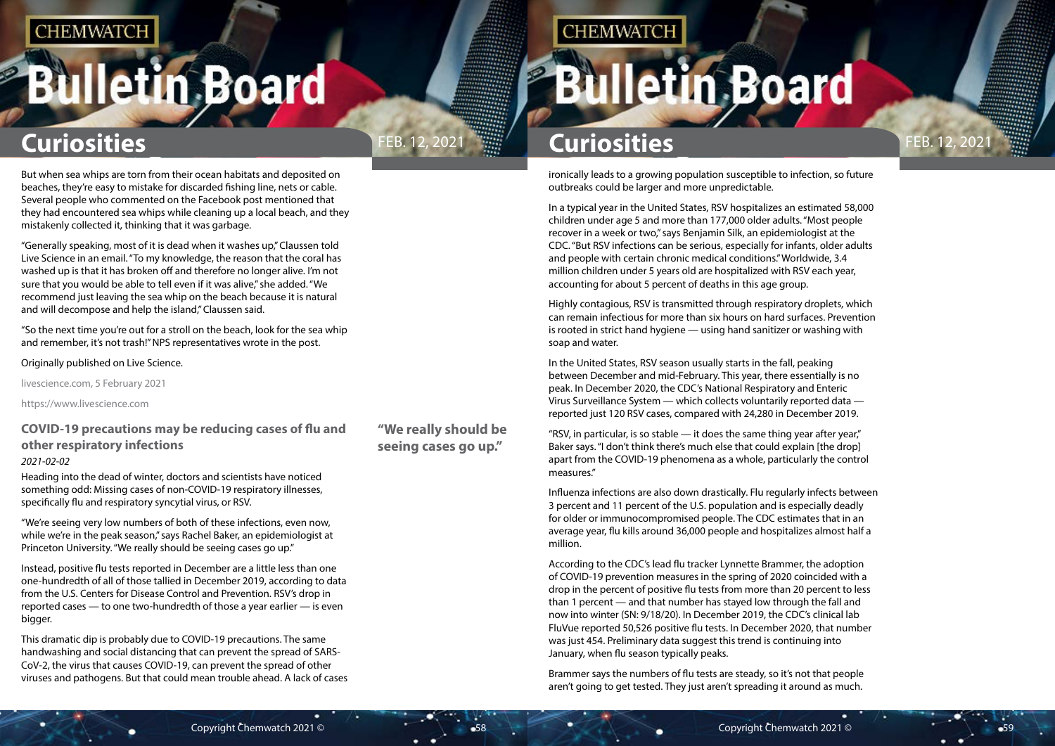But when sea whips are torn from their ocean habitats and deposited on beaches, they're easy to mistake for discarded fishing line, nets or cable. Several people who commented on the Facebook post mentioned that they had encountered sea whips while cleaning up a local beach, and they mistakenly collected it, thinking that it was garbage.

"Generally speaking, most of it is dead when it washes up," Claussen told Live Science in an email. "To my knowledge, the reason that the coral has washed up is that it has broken off and therefore no longer alive. I'm not sure that you would be able to tell even if it was alive," she added. "We recommend just leaving the sea whip on the beach because it is natural and will decompose and help the island," Claussen said.

"So the next time you're out for a stroll on the beach, look for the sea whip and remember, it's not trash!" NPS representatives wrote in the post.

Originally published on Live Science.

livescience.com, 5 February 2021

https://www.livescience.com

## COVID-19 precautions may be reducing cases of flu and other respiratory infections

*2021-02-02*

Heading into the dead of winter, doctors and scientists have noticed something odd: Missing cases of non-COVID-19 respiratory illnesses, specifically flu and respiratory syncytial virus, or RSV.

"We're seeing very low numbers of both of these infections, even now, while we're in the peak season," says Rachel Baker, an epidemiologist at Princeton University. "We really should be seeing cases go up."

**"We really should be seeing cases go up."**

Instead, positive flu tests reported in December are a little less than one one-hundredth of all of those tallied in December 2019, according to data from the U.S. Centers for Disease Control and Prevention. RSV's drop in reported cases — to one two-hundredth of those a year earlier — is even bigger.

This dramatic dip is probably due to COVID-19 precautions. The same handwashing and social distancing that can prevent the spread of SARS-CoV-2, the virus that causes COVID-19, can prevent the spread of other viruses and pathogens. But that could mean trouble ahead. A lack of cases ironically leads to a growing population susceptible to infection, so future outbreaks could be larger and more unpredictable.

In a typical year in the United States, RSV hospitalizes an estimated 58,000 children under age 5 and more than 177,000 older adults. "Most people recover in a week or two," says Benjamin Silk, an epidemiologist at the CDC. "But RSV infections can be serious, especially for infants, older adults and people with certain chronic medical conditions." Worldwide, 3.4 million children under 5 years old are hospitalized with RSV each year, accounting for about 5 percent of deaths in this age group.

Highly contagious, RSV is transmitted through respiratory droplets, which can remain infectious for more than six hours on hard surfaces. Prevention is rooted in strict hand hygiene — using hand sanitizer or washing with soap and water.

In the United States, RSV season usually starts in the fall, peaking between December and mid-February. This year, there essentially is no peak. In December 2020, the CDC's National Respiratory and Enteric Virus Surveillance System — which collects voluntarily reported data — reported just 120 RSV cases, compared with 24,280 in December 2019.

"RSV, in particular, is so stable — it does the same thing year after year," Baker says. "I don't think there's much else that could explain [the drop] apart from the COVID-19 phenomena as a whole, particularly the control measures."

Influenza infections are also down drastically. Flu regularly infects between 3 percent and 11 percent of the U.S. population and is especially deadly for older or immunocompromised people. The CDC estimates that in an average year, flu kills around 36,000 people and hospitalizes almost half a million.

According to the CDC's lead flu tracker Lynnette Brammer, the adoption of COVID-19 prevention measures in the spring of 2020 coincided with a drop in the percent of positive flu tests from more than 20 percent to less than 1 percent — and that number has stayed low through the fall and now into winter (SN: 9/18/20). In December 2019, the CDC's clinical lab FluVue reported 50,526 positive flu tests. In December 2020, that number was just 454. Preliminary data suggest this trend is continuing into January, when flu season typically peaks.

Brammer says the numbers of flu tests are steady, so it's not that people aren't going to get tested. They just aren't spreading it around as much.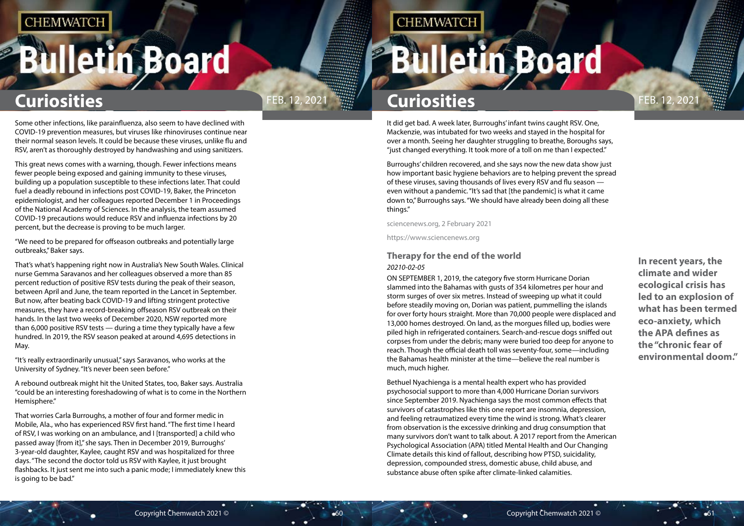Some other infections, like parainfluenza, also seem to have declined with COVID-19 prevention measures, but viruses like rhinoviruses continue near their normal season levels. It could be because these viruses, unlike flu and RSV, aren't as thoroughly destroyed by handwashing and using sanitizers.

This great news comes with a warning, though. Fewer infections means fewer people being exposed and gaining immunity to these viruses, building up a population susceptible to these infections later. That could fuel a deadly rebound in infections post COVID-19, Baker, the Princeton epidemiologist, and her colleagues reported December 1 in Proceedings of the National Academy of Sciences. In the analysis, the team assumed COVID-19 precautions would reduce RSV and influenza infections by 20 percent, but the decrease is proving to be much larger.

"We need to be prepared for offseason outbreaks and potentially large outbreaks," Baker says.

That's what's happening right now in Australia's New South Wales. Clinical nurse Gemma Saravanos and her colleagues observed a more than 85 percent reduction of positive RSV tests during the peak of their season, between April and June, the team reported in the Lancet in September. But now, after beating back COVID-19 and lifting stringent protective measures, they have a record-breaking offseason RSV outbreak on their hands. In the last two weeks of December 2020, NSW reported more than 6,000 positive RSV tests — during a time they typically have a few hundred. In 2019, the RSV season peaked at around 4,695 detections in May.

"It's really extraordinarily unusual," says Saravanos, who works at the University of Sydney. "It's never been seen before."

A rebound outbreak might hit the United States, too, Baker says. Australia "could be an interesting foreshadowing of what is to come in the Northern Hemisphere."

That worries Carla Burroughs, a mother of four and former medic in Mobile, Ala., who has experienced RSV first hand. "The first time I heard of RSV, I was working on an ambulance, and I [transported] a child who passed away [from it]," she says. Then in December 2019, Burroughs' 3-year-old daughter, Kaylee, caught RSV and was hospitalized for three days. "The second the doctor told us RSV with Kaylee, it just brought flashbacks. It just sent me into such a panic mode; I immediately knew this is going to be bad."

It did get bad. A week later, Burroughs' infant twins caught RSV. One, Mackenzie, was intubated for two weeks and stayed in the hospital for over a month. Seeing her daughter struggling to breathe, Boroughs says, "just changed everything. It took more of a toll on me than I expected."

Burroughs' children recovered, and she says now the new data show just how important basic hygiene behaviors are to helping prevent the spread of these viruses, saving thousands of lives every RSV and flu season — even without a pandemic. "It's sad that [the pandemic] is what it came down to," Burroughs says. "We should have already been doing all these things."

sciencenews.org, 2 February 2021

https://www.sciencenews.org

### Therapy for the end of the world

*20210-02-05*

ON SEPTEMBER 1, 2019, the category five storm Hurricane Dorian slammed into the Bahamas with gusts of 354 kilometres per hour and storm surges of over six metres. Instead of sweeping up what it could before steadily moving on, Dorian was patient, pummelling the islands for over forty hours straight. More than 70,000 people were displaced and 13,000 homes destroyed. On land, as the morgues filled up, bodies were piled high in refrigerated containers. Search-and-rescue dogs sniffed out corpses from under the debris; many were buried too deep for anyone to reach. Though the official death toll was seventy-four, some—including the Bahamas health minister at the time—believe the real number is much, much higher.

**In recent years, the climate and wider ecological crisis has led to an explosion of what has been termed eco-anxiety, which the APA defines as the "chronic fear of environmental doom."**

Bethuel Nyachienga is a mental health expert who has provided psychosocial support to more than 4,000 Hurricane Dorian survivors since September 2019. Nyachienga says the most common effects that survivors of catastrophes like this one report are insomnia, depression, and feeling retraumatized every time the wind is strong. What's clearer from observation is the excessive drinking and drug consumption that many survivors don't want to talk about. A 2017 report from the American Psychological Association (APA) titled Mental Health and Our Changing Climate details this kind of fallout, describing how PTSD, suicidality, depression, compounded stress, domestic abuse, child abuse, and substance abuse often spike after climate-linked calamities.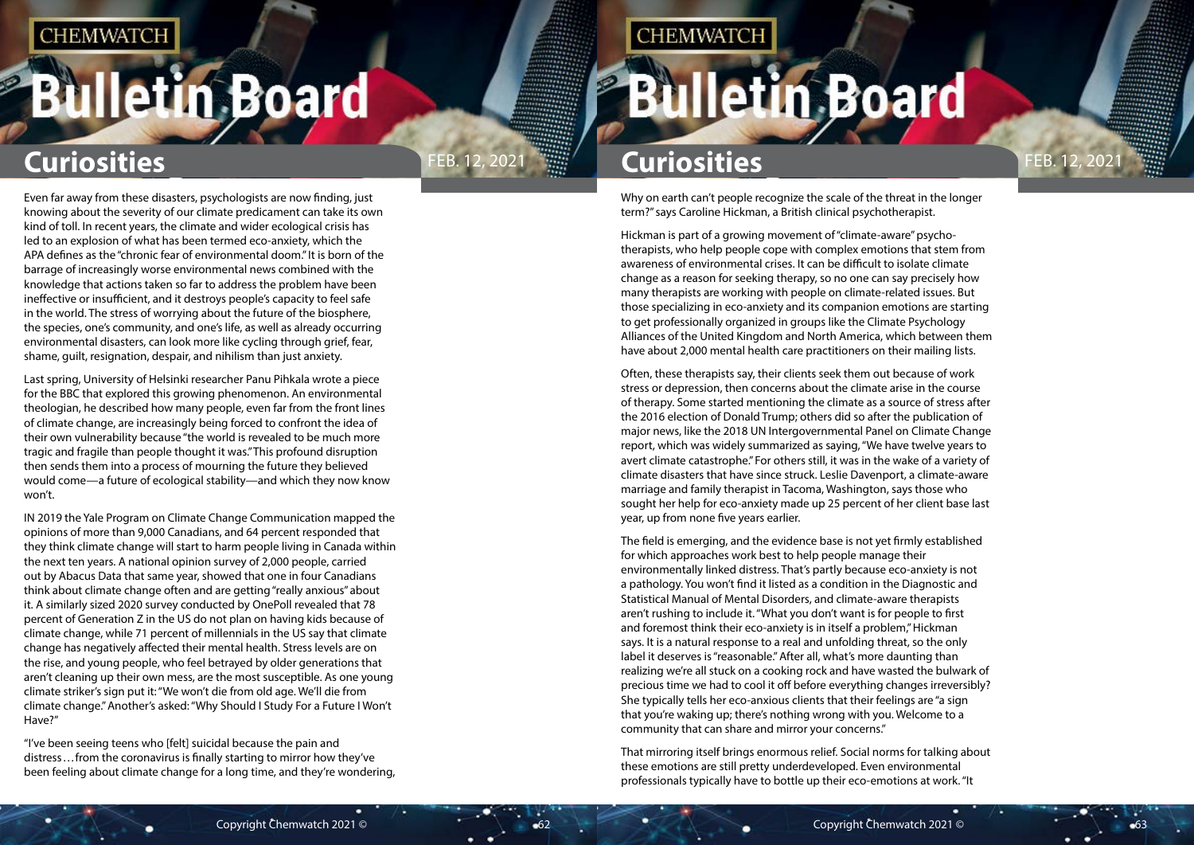Even far away from these disasters, psychologists are now finding, just knowing about the severity of our climate predicament can take its own kind of toll. In recent years, the climate and wider ecological crisis has led to an explosion of what has been termed eco-anxiety, which the APA defines as the "chronic fear of environmental doom." It is born of the barrage of increasingly worse environmental news combined with the knowledge that actions taken so far to address the problem have been ineffective or insufficient, and it destroys people's capacity to feel safe in the world. The stress of worrying about the future of the biosphere, the species, one's community, and one's life, as well as already occurring environmental disasters, can look more like cycling through grief, fear, shame, guilt, resignation, despair, and nihilism than just anxiety.

Last spring, University of Helsinki researcher Panu Pihkala wrote a piece for the BBC that explored this growing phenomenon. An environmental theologian, he described how many people, even far from the front lines of climate change, are increasingly being forced to confront the idea of their own vulnerability because "the world is revealed to be much more tragic and fragile than people thought it was." This profound disruption then sends them into a process of mourning the future they believed would come—a future of ecological stability—and which they now know won't.

IN 2019 the Yale Program on Climate Change Communication mapped the opinions of more than 9,000 Canadians, and 64 percent responded that they think climate change will start to harm people living in Canada within the next ten years. A national opinion survey of 2,000 people, carried out by Abacus Data that same year, showed that one in four Canadians think about climate change often and are getting "really anxious" about it. A similarly sized 2020 survey conducted by OnePoll revealed that 78 percent of Generation Z in the US do not plan on having kids because of climate change, while 71 percent of millennials in the US say that climate change has negatively affected their mental health. Stress levels are on the rise, and young people, who feel betrayed by older generations that aren't cleaning up their own mess, are the most susceptible. As one young climate striker's sign put it: "We won't die from old age. We'll die from climate change." Another's asked: "Why Should I Study For a Future I Won't Have?"

"I've been seeing teens who [felt] suicidal because the pain and distress…from the coronavirus is finally starting to mirror how they've been feeling about climate change for a long time, and they're wondering, Why on earth can't people recognize the scale of the threat in the longer term?" says Caroline Hickman, a British clinical psychotherapist.

Hickman is part of a growing movement of "climate-aware" psychotherapists, who help people cope with complex emotions that stem from awareness of environmental crises. It can be difficult to isolate climate change as a reason for seeking therapy, so no one can say precisely how many therapists are working with people on climate-related issues. But those specializing in eco-anxiety and its companion emotions are starting to get professionally organized in groups like the Climate Psychology Alliances of the United Kingdom and North America, which between them have about 2,000 mental health care practitioners on their mailing lists.

Often, these therapists say, their clients seek them out because of work stress or depression, then concerns about the climate arise in the course of therapy. Some started mentioning the climate as a source of stress after the 2016 election of Donald Trump; others did so after the publication of major news, like the 2018 UN Intergovernmental Panel on Climate Change report, which was widely summarized as saying, "We have twelve years to avert climate catastrophe." For others still, it was in the wake of a variety of climate disasters that have since struck. Leslie Davenport, a climate-aware marriage and family therapist in Tacoma, Washington, says those who sought her help for eco-anxiety made up 25 percent of her client base last year, up from none five years earlier.

The field is emerging, and the evidence base is not yet firmly established for which approaches work best to help people manage their environmentally linked distress. That's partly because eco-anxiety is not a pathology. You won't find it listed as a condition in the Diagnostic and Statistical Manual of Mental Disorders, and climate-aware therapists aren't rushing to include it. "What you don't want is for people to first and foremost think their eco-anxiety is in itself a problem," Hickman says. It is a natural response to a real and unfolding threat, so the only label it deserves is "reasonable." After all, what's more daunting than realizing we're all stuck on a cooking rock and have wasted the bulwark of precious time we had to cool it off before everything changes irreversibly? She typically tells her eco-anxious clients that their feelings are "a sign that you're waking up; there's nothing wrong with you. Welcome to a community that can share and mirror your concerns."

That mirroring itself brings enormous relief. Social norms for talking about these emotions are still pretty underdeveloped. Even environmental professionals typically have to bottle up their eco-emotions at work. "It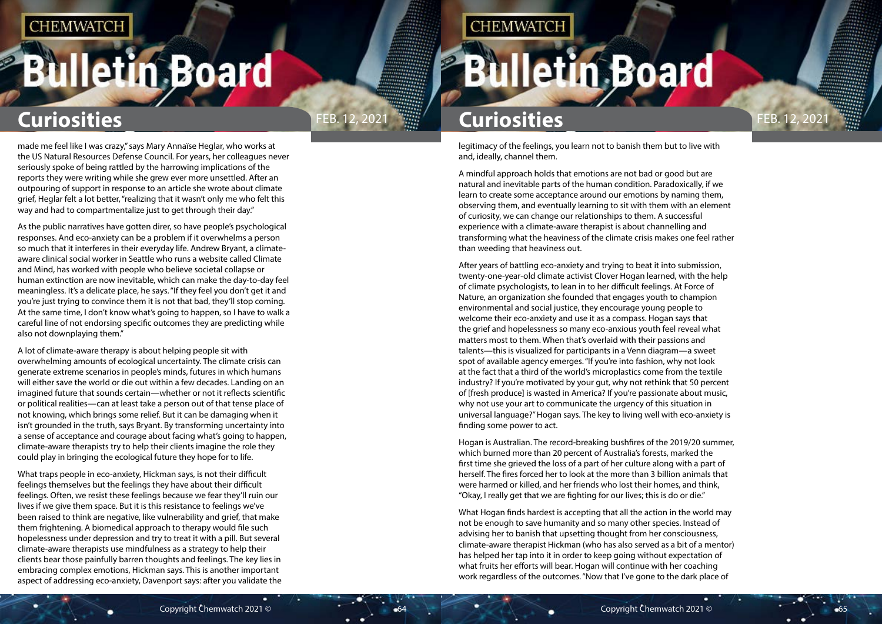made me feel like I was crazy," says Mary Annaïse Heglar, who works at the US Natural Resources Defense Council. For years, her colleagues never seriously spoke of being rattled by the harrowing implications of the reports they were writing while she grew ever more unsettled. After an outpouring of support in response to an article she wrote about climate grief, Heglar felt a lot better, "realizing that it wasn't only me who felt this way and had to compartmentalize just to get through their day."

As the public narratives have gotten direr, so have people's psychological responses. And eco-anxiety can be a problem if it overwhelms a person so much that it interferes in their everyday life. Andrew Bryant, a climate-aware clinical social worker in Seattle who runs a website called Climate and Mind, has worked with people who believe societal collapse or human extinction are now inevitable, which can make the day-to-day feel meaningless. It's a delicate place, he says. "If they feel you don't get it and you're just trying to convince them it is not that bad, they'll stop coming. At the same time, I don't know what's going to happen, so I have to walk a careful line of not endorsing specific outcomes they are predicting while also not downplaying them."

A lot of climate-aware therapy is about helping people sit with overwhelming amounts of ecological uncertainty. The climate crisis can generate extreme scenarios in people's minds, futures in which humans will either save the world or die out within a few decades. Landing on an imagined future that sounds certain—whether or not it reflects scientific or political realities—can at least take a person out of that tense place of not knowing, which brings some relief. But it can be damaging when it isn't grounded in the truth, says Bryant. By transforming uncertainty into a sense of acceptance and courage about facing what's going to happen, climate-aware therapists try to help their clients imagine the role they could play in bringing the ecological future they hope for to life.

What traps people in eco-anxiety, Hickman says, is not their difficult feelings themselves but the feelings they have about their difficult feelings. Often, we resist these feelings because we fear they'll ruin our lives if we give them space. But it is this resistance to feelings we've been raised to think are negative, like vulnerability and grief, that make them frightening. A biomedical approach to therapy would file such hopelessness under depression and try to treat it with a pill. But several climate-aware therapists use mindfulness as a strategy to help their clients bear those painfully barren thoughts and feelings. The key lies in embracing complex emotions, Hickman says. This is another important aspect of addressing eco-anxiety, Davenport says: after you validate the legitimacy of the feelings, you learn not to banish them but to live with and, ideally, channel them.

A mindful approach holds that emotions are not bad or good but are natural and inevitable parts of the human condition. Paradoxically, if we learn to create some acceptance around our emotions by naming them, observing them, and eventually learning to sit with them with an element of curiosity, we can change our relationships to them. A successful experience with a climate-aware therapist is about channelling and transforming what the heaviness of the climate crisis makes one feel rather than weeding that heaviness out.

After years of battling eco-anxiety and trying to beat it into submission, twenty-one-year-old climate activist Clover Hogan learned, with the help of climate psychologists, to lean in to her difficult feelings. At Force of Nature, an organization she founded that engages youth to champion environmental and social justice, they encourage young people to welcome their eco-anxiety and use it as a compass. Hogan says that the grief and hopelessness so many eco-anxious youth feel reveal what matters most to them. When that's overlaid with their passions and talents—this is visualized for participants in a Venn diagram—a sweet spot of available agency emerges. "If you're into fashion, why not look at the fact that a third of the world's microplastics come from the textile industry? If you're motivated by your gut, why not rethink that 50 percent of [fresh produce] is wasted in America? If you're passionate about music, why not use your art to communicate the urgency of this situation in universal language?" Hogan says. The key to living well with eco-anxiety is finding some power to act.

Hogan is Australian. The record-breaking bushfires of the 2019/20 summer, which burned more than 20 percent of Australia's forests, marked the first time she grieved the loss of a part of her culture along with a part of herself. The fires forced her to look at the more than 3 billion animals that were harmed or killed, and her friends who lost their homes, and think, "Okay, I really get that we are fighting for our lives; this is do or die."

What Hogan finds hardest is accepting that all the action in the world may not be enough to save humanity and so many other species. Instead of advising her to banish that upsetting thought from her consciousness, climate-aware therapist Hickman (who has also served as a bit of a mentor) has helped her tap into it in order to keep going without expectation of what fruits her efforts will bear. Hogan will continue with her coaching work regardless of the outcomes. "Now that I've gone to the dark place of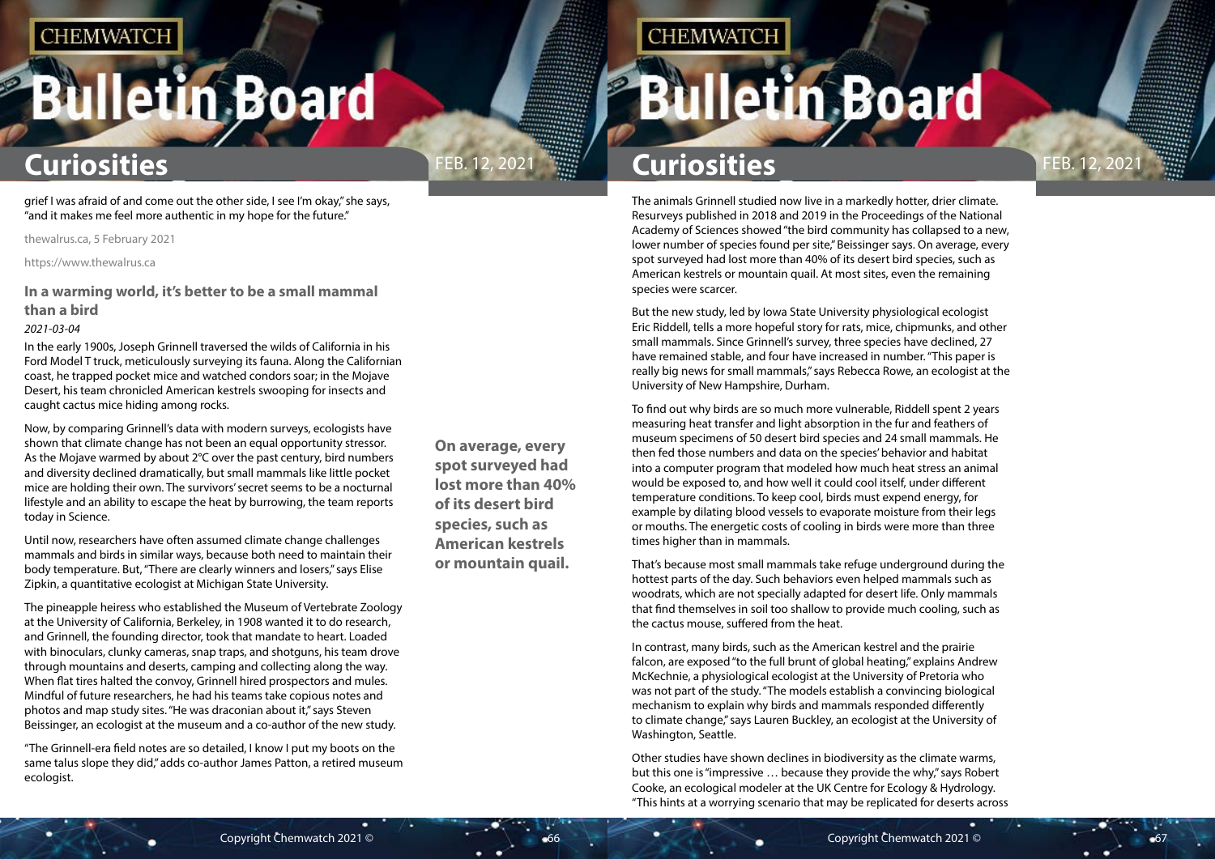grief I was afraid of and come out the other side, I see I'm okay," she says, "and it makes me feel more authentic in my hope for the future."

thewalrus.ca, 5 February 2021

https://www.thewalrus.ca

### In a warming world, it's better to be a small mammal than a bird

*2021-03-04*

In the early 1900s, Joseph Grinnell traversed the wilds of California in his Ford Model T truck, meticulously surveying its fauna. Along the Californian coast, he trapped pocket mice and watched condors soar; in the Mojave Desert, his team chronicled American kestrels swooping for insects and caught cactus mice hiding among rocks.

Now, by comparing Grinnell's data with modern surveys, ecologists have shown that climate change has not been an equal opportunity stressor. As the Mojave warmed by about 2°C over the past century, bird numbers and diversity declined dramatically, but small mammals like little pocket mice are holding their own. The survivors' secret seems to be a nocturnal lifestyle and an ability to escape the heat by burrowing, the team reports today in Science.

Until now, researchers have often assumed climate change challenges mammals and birds in similar ways, because both need to maintain their body temperature. But, "There are clearly winners and losers," says Elise Zipkin, a quantitative ecologist at Michigan State University.

The pineapple heiress who established the Museum of Vertebrate Zoology at the University of California, Berkeley, in 1908 wanted it to do research, and Grinnell, the founding director, took that mandate to heart. Loaded with binoculars, clunky cameras, snap traps, and shotguns, his team drove through mountains and deserts, camping and collecting along the way. When flat tires halted the convoy, Grinnell hired prospectors and mules. Mindful of future researchers, he had his teams take copious notes and photos and map study sites. "He was draconian about it," says Steven Beissinger, an ecologist at the museum and a co-author of the new study.

"The Grinnell-era field notes are so detailed, I know I put my boots on the same talus slope they did," adds co-author James Patton, a retired museum ecologist.

**On average, every spot surveyed had lost more than 40% of its desert bird species, such as American kestrels or mountain quail.**

The animals Grinnell studied now live in a markedly hotter, drier climate. Resurveys published in 2018 and 2019 in the Proceedings of the National Academy of Sciences showed "the bird community has collapsed to a new, lower number of species found per site," Beissinger says. On average, every spot surveyed had lost more than 40% of its desert bird species, such as American kestrels or mountain quail. At most sites, even the remaining species were scarcer.

But the new study, led by Iowa State University physiological ecologist Eric Riddell, tells a more hopeful story for rats, mice, chipmunks, and other small mammals. Since Grinnell's survey, three species have declined, 27 have remained stable, and four have increased in number. "This paper is really big news for small mammals," says Rebecca Rowe, an ecologist at the University of New Hampshire, Durham.

To find out why birds are so much more vulnerable, Riddell spent 2 years measuring heat transfer and light absorption in the fur and feathers of museum specimens of 50 desert bird species and 24 small mammals. He then fed those numbers and data on the species' behavior and habitat into a computer program that modeled how much heat stress an animal would be exposed to, and how well it could cool itself, under different temperature conditions. To keep cool, birds must expend energy, for example by dilating blood vessels to evaporate moisture from their legs or mouths. The energetic costs of cooling in birds were more than three times higher than in mammals.

That's because most small mammals take refuge underground during the hottest parts of the day. Such behaviors even helped mammals such as woodrats, which are not specially adapted for desert life. Only mammals that find themselves in soil too shallow to provide much cooling, such as the cactus mouse, suffered from the heat.

In contrast, many birds, such as the American kestrel and the prairie falcon, are exposed "to the full brunt of global heating," explains Andrew McKechnie, a physiological ecologist at the University of Pretoria who was not part of the study. "The models establish a convincing biological mechanism to explain why birds and mammals responded differently to climate change," says Lauren Buckley, an ecologist at the University of Washington, Seattle.

Other studies have shown declines in biodiversity as the climate warms, but this one is "impressive … because they provide the why," says Robert Cooke, an ecological modeler at the UK Centre for Ecology & Hydrology. "This hints at a worrying scenario that may be replicated for deserts across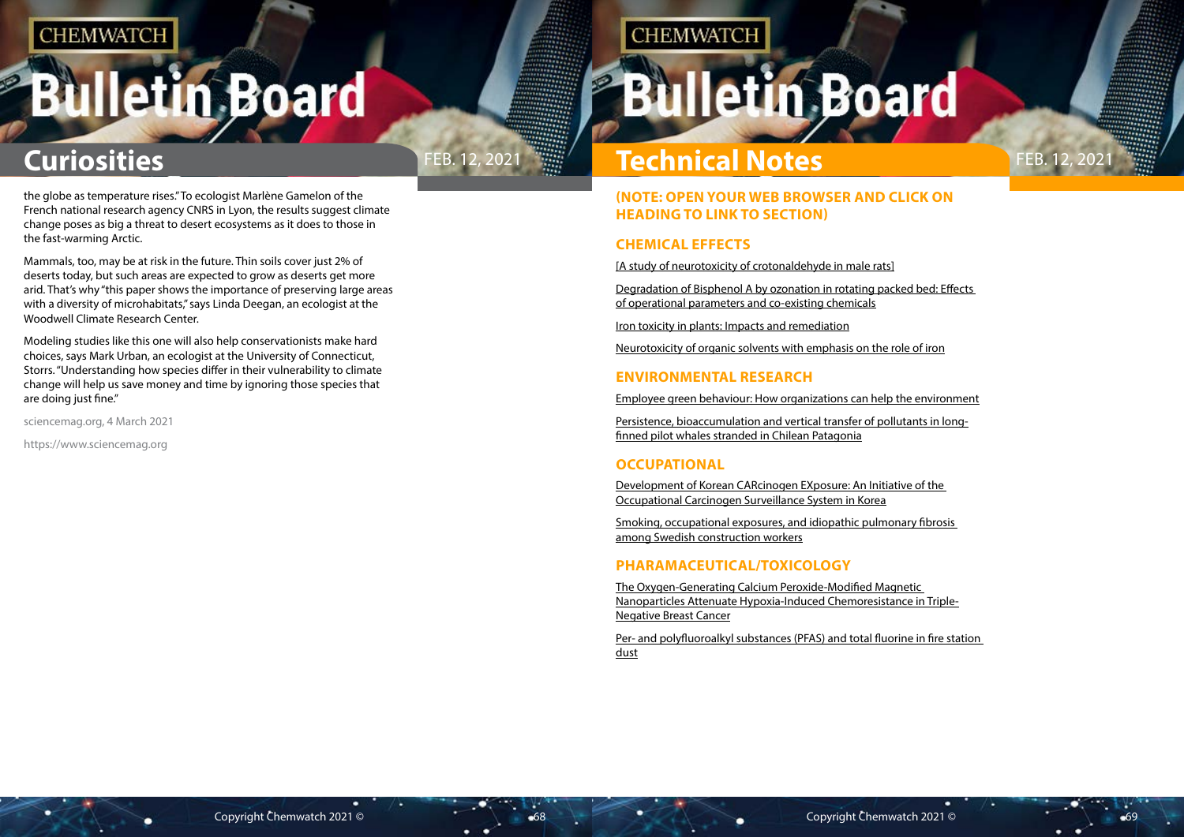the globe as temperature rises." To ecologist Marlène Gamelon of the French national research agency CNRS in Lyon, the results suggest climate change poses as big a threat to desert ecosystems as it does to those in the fast-warming Arctic.

Mammals, too, may be at risk in the future. Thin soils cover just 2% of deserts today, but such areas are expected to grow as deserts get more arid. That's why "this paper shows the importance of preserving large areas with a diversity of microhabitats," says Linda Deegan, an ecologist at the Woodwell Climate Research Center.

Modeling studies like this one will also help conservationists make hard choices, says Mark Urban, an ecologist at the University of Connecticut, Storrs. "Understanding how species differ in their vulnerability to climate change will help us save money and time by ignoring those species that are doing just fine."

sciencemag.org, 4 March 2021

https://www.sciencemag.org

# Technical Notes

## (NOTE: OPEN YOUR WEB BROWSER AND CLICK ON HEADING TO LINK TO SECTION)

### CHEMICAL EFFECTS

[A study of neurotoxicity of crotonaldehyde in male rats]

Degradation of Bisphenol A by ozonation in rotating packed bed: Effects of operational parameters and co-existing chemicals

Iron toxicity in plants: Impacts and remediation

Neurotoxicity of organic solvents with emphasis on the role of iron

### ENVIRONMENTAL RESEARCH

Employee green behaviour: How organizations can help the environment

Persistence, bioaccumulation and vertical transfer of pollutants in long-finned pilot whales stranded in Chilean Patagonia

### OCCUPATIONAL

Development of Korean CARcinogen EXposure: An Initiative of the Occupational Carcinogen Surveillance System in Korea

Smoking, occupational exposures, and idiopathic pulmonary fibrosis among Swedish construction workers

### PHARAMACEUTICAL/TOXICOLOGY

The Oxygen-Generating Calcium Peroxide-Modified Magnetic Nanoparticles Attenuate Hypoxia-Induced Chemoresistance in Triple-Negative Breast Cancer

Per- and polyfluoroalkyl substances (PFAS) and total fluorine in fire station dust